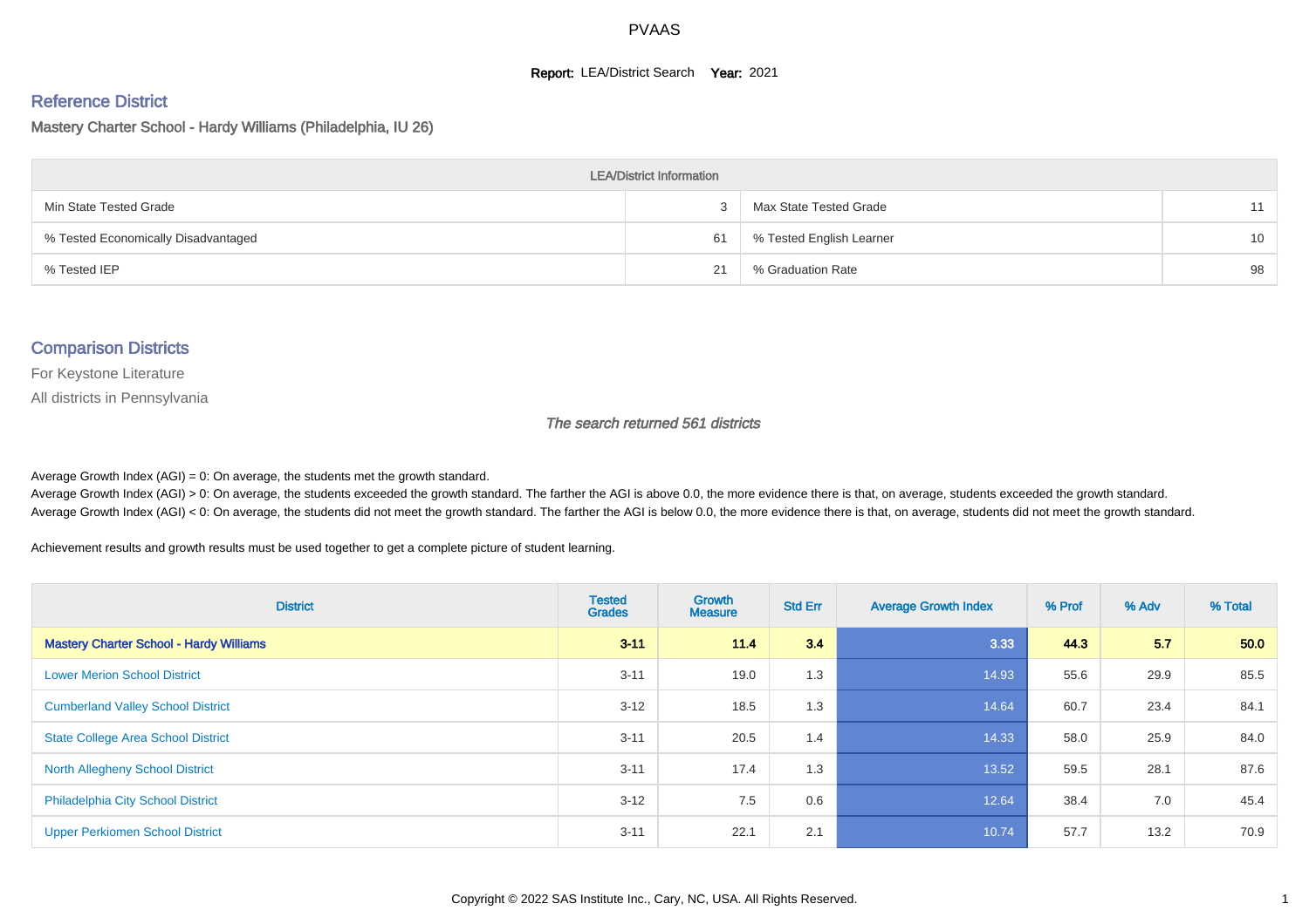PVAAS

**Report:** LEA/District Search **Year:** 2021

## Reference District

### Mastery Charter School - Hardy Williams (Philadelphia, IU 26)

| LEA/District Information | | | |
|---|---|---|---|
| Min State Tested Grade | 3 | Max State Tested Grade | 11 |
| % Tested Economically Disadvantaged | 61 | % Tested English Learner | 10 |
| % Tested IEP | 21 | % Graduation Rate | 98 |

## Comparison Districts

For Keystone Literature

All districts in Pennsylvania

*The search returned 561 districts*

Average Growth Index (AGI) = 0: On average, the students met the growth standard.
Average Growth Index (AGI) > 0: On average, the students exceeded the growth standard. The farther the AGI is above 0.0, the more evidence there is that, on average, students exceeded the growth standard.
Average Growth Index (AGI) < 0: On average, the students did not meet the growth standard. The farther the AGI is below 0.0, the more evidence there is that, on average, students did not meet the growth standard.

Achievement results and growth results must be used together to get a complete picture of student learning.

| District | Tested Grades | Growth Measure | Std Err | Average Growth Index | % Prof | % Adv | % Total |
|---|---|---|---|---|---|---|---|
| **Mastery Charter School - Hardy Williams** | **3-11** | **11.4** | **3.4** | **3.33** | **44.3** | **5.7** | **50.0** |
| Lower Merion School District | 3-11 | 19.0 | 1.3 | 14.93 | 55.6 | 29.9 | 85.5 |
| Cumberland Valley School District | 3-12 | 18.5 | 1.3 | 14.64 | 60.7 | 23.4 | 84.1 |
| State College Area School District | 3-11 | 20.5 | 1.4 | 14.33 | 58.0 | 25.9 | 84.0 |
| North Allegheny School District | 3-11 | 17.4 | 1.3 | 13.52 | 59.5 | 28.1 | 87.6 |
| Philadelphia City School District | 3-12 | 7.5 | 0.6 | 12.64 | 38.4 | 7.0 | 45.4 |
| Upper Perkiomen School District | 3-11 | 22.1 | 2.1 | 10.74 | 57.7 | 13.2 | 70.9 |

Copyright © 2022 SAS Institute Inc., Cary, NC, USA. All Rights Reserved.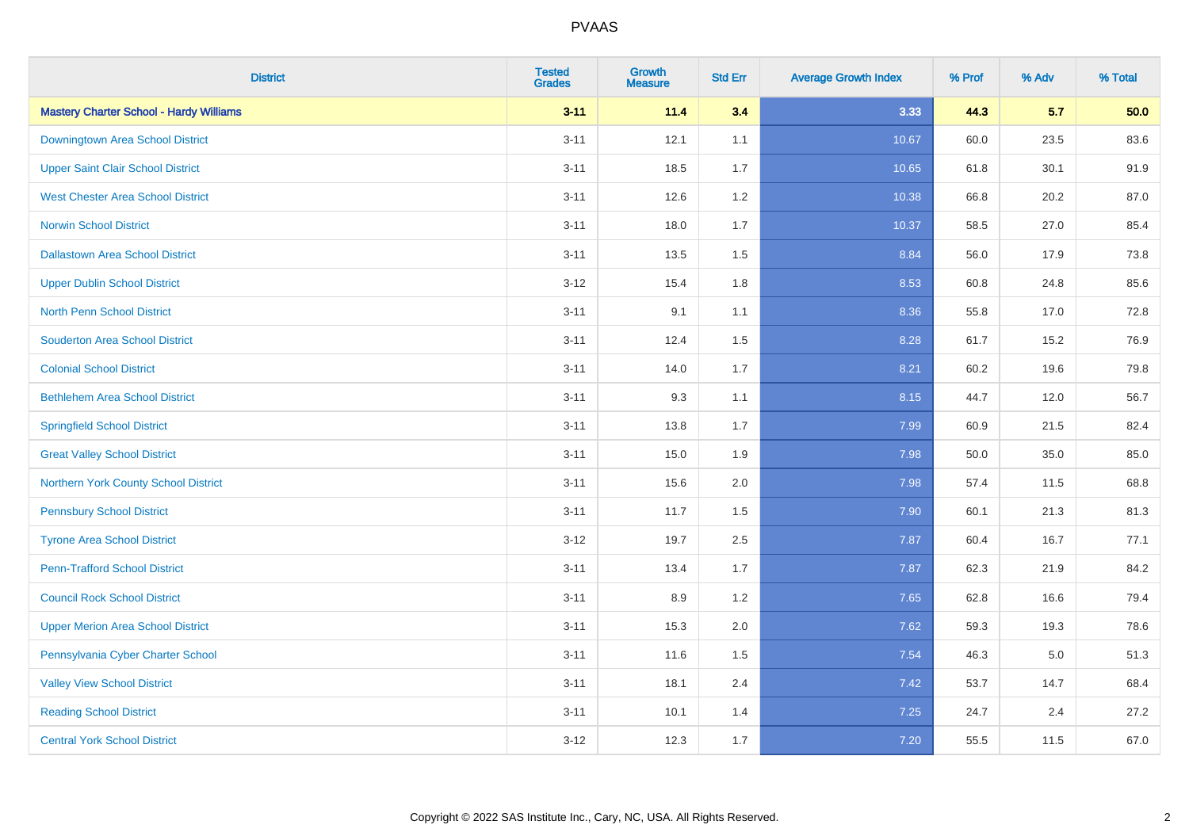| District | Tested Grades | Growth Measure | Std Err | Average Growth Index | % Prof | % Adv | % Total |
|---|---|---|---|---|---|---|---|
| **Mastery Charter School - Hardy Williams** | **3-11** | **11.4** | **3.4** | **3.33** | **44.3** | **5.7** | **50.0** |
| Downingtown Area School District | 3-11 | 12.1 | 1.1 | 10.67 | 60.0 | 23.5 | 83.6 |
| Upper Saint Clair School District | 3-11 | 18.5 | 1.7 | 10.65 | 61.8 | 30.1 | 91.9 |
| West Chester Area School District | 3-11 | 12.6 | 1.2 | 10.38 | 66.8 | 20.2 | 87.0 |
| Norwin School District | 3-11 | 18.0 | 1.7 | 10.37 | 58.5 | 27.0 | 85.4 |
| Dallastown Area School District | 3-11 | 13.5 | 1.5 | 8.84 | 56.0 | 17.9 | 73.8 |
| Upper Dublin School District | 3-12 | 15.4 | 1.8 | 8.53 | 60.8 | 24.8 | 85.6 |
| North Penn School District | 3-11 | 9.1 | 1.1 | 8.36 | 55.8 | 17.0 | 72.8 |
| Souderton Area School District | 3-11 | 12.4 | 1.5 | 8.28 | 61.7 | 15.2 | 76.9 |
| Colonial School District | 3-11 | 14.0 | 1.7 | 8.21 | 60.2 | 19.6 | 79.8 |
| Bethlehem Area School District | 3-11 | 9.3 | 1.1 | 8.15 | 44.7 | 12.0 | 56.7 |
| Springfield School District | 3-11 | 13.8 | 1.7 | 7.99 | 60.9 | 21.5 | 82.4 |
| Great Valley School District | 3-11 | 15.0 | 1.9 | 7.98 | 50.0 | 35.0 | 85.0 |
| Northern York County School District | 3-11 | 15.6 | 2.0 | 7.98 | 57.4 | 11.5 | 68.8 |
| Pennsbury School District | 3-11 | 11.7 | 1.5 | 7.90 | 60.1 | 21.3 | 81.3 |
| Tyrone Area School District | 3-12 | 19.7 | 2.5 | 7.87 | 60.4 | 16.7 | 77.1 |
| Penn-Trafford School District | 3-11 | 13.4 | 1.7 | 7.87 | 62.3 | 21.9 | 84.2 |
| Council Rock School District | 3-11 | 8.9 | 1.2 | 7.65 | 62.8 | 16.6 | 79.4 |
| Upper Merion Area School District | 3-11 | 15.3 | 2.0 | 7.62 | 59.3 | 19.3 | 78.6 |
| Pennsylvania Cyber Charter School | 3-11 | 11.6 | 1.5 | 7.54 | 46.3 | 5.0 | 51.3 |
| Valley View School District | 3-11 | 18.1 | 2.4 | 7.42 | 53.7 | 14.7 | 68.4 |
| Reading School District | 3-11 | 10.1 | 1.4 | 7.25 | 24.7 | 2.4 | 27.2 |
| Central York School District | 3-12 | 12.3 | 1.7 | 7.20 | 55.5 | 11.5 | 67.0 |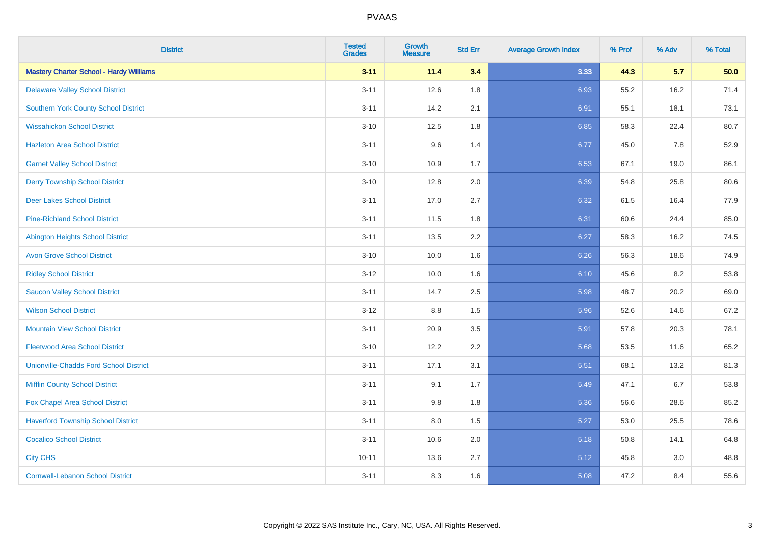| District | Tested Grades | Growth Measure | Std Err | Average Growth Index | % Prof | % Adv | % Total |
|---|---|---|---|---|---|---|---|
| **Mastery Charter School - Hardy Williams** | **3-11** | **11.4** | **3.4** | **3.33** | **44.3** | **5.7** | **50.0** |
| Delaware Valley School District | 3-11 | 12.6 | 1.8 | 6.93 | 55.2 | 16.2 | 71.4 |
| Southern York County School District | 3-11 | 14.2 | 2.1 | 6.91 | 55.1 | 18.1 | 73.1 |
| Wissahickon School District | 3-10 | 12.5 | 1.8 | 6.85 | 58.3 | 22.4 | 80.7 |
| Hazleton Area School District | 3-11 | 9.6 | 1.4 | 6.77 | 45.0 | 7.8 | 52.9 |
| Garnet Valley School District | 3-10 | 10.9 | 1.7 | 6.53 | 67.1 | 19.0 | 86.1 |
| Derry Township School District | 3-10 | 12.8 | 2.0 | 6.39 | 54.8 | 25.8 | 80.6 |
| Deer Lakes School District | 3-11 | 17.0 | 2.7 | 6.32 | 61.5 | 16.4 | 77.9 |
| Pine-Richland School District | 3-11 | 11.5 | 1.8 | 6.31 | 60.6 | 24.4 | 85.0 |
| Abington Heights School District | 3-11 | 13.5 | 2.2 | 6.27 | 58.3 | 16.2 | 74.5 |
| Avon Grove School District | 3-10 | 10.0 | 1.6 | 6.26 | 56.3 | 18.6 | 74.9 |
| Ridley School District | 3-12 | 10.0 | 1.6 | 6.10 | 45.6 | 8.2 | 53.8 |
| Saucon Valley School District | 3-11 | 14.7 | 2.5 | 5.98 | 48.7 | 20.2 | 69.0 |
| Wilson School District | 3-12 | 8.8 | 1.5 | 5.96 | 52.6 | 14.6 | 67.2 |
| Mountain View School District | 3-11 | 20.9 | 3.5 | 5.91 | 57.8 | 20.3 | 78.1 |
| Fleetwood Area School District | 3-10 | 12.2 | 2.2 | 5.68 | 53.5 | 11.6 | 65.2 |
| Unionville-Chadds Ford School District | 3-11 | 17.1 | 3.1 | 5.51 | 68.1 | 13.2 | 81.3 |
| Mifflin County School District | 3-11 | 9.1 | 1.7 | 5.49 | 47.1 | 6.7 | 53.8 |
| Fox Chapel Area School District | 3-11 | 9.8 | 1.8 | 5.36 | 56.6 | 28.6 | 85.2 |
| Haverford Township School District | 3-11 | 8.0 | 1.5 | 5.27 | 53.0 | 25.5 | 78.6 |
| Cocalico School District | 3-11 | 10.6 | 2.0 | 5.18 | 50.8 | 14.1 | 64.8 |
| City CHS | 10-11 | 13.6 | 2.7 | 5.12 | 45.8 | 3.0 | 48.8 |
| Cornwall-Lebanon School District | 3-11 | 8.3 | 1.6 | 5.08 | 47.2 | 8.4 | 55.6 |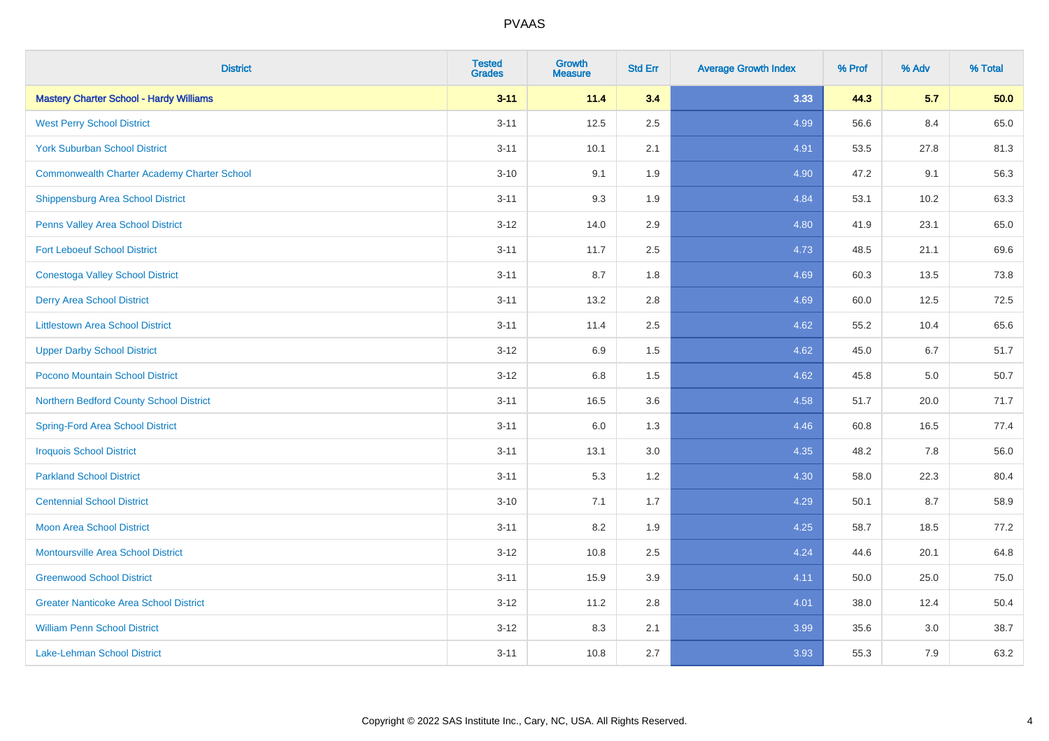| District | Tested Grades | Growth Measure | Std Err | Average Growth Index | % Prof | % Adv | % Total |
|---|---|---|---|---|---|---|---|
| **Mastery Charter School - Hardy Williams** | **3-11** | **11.4** | **3.4** | **3.33** | **44.3** | **5.7** | **50.0** |
| West Perry School District | 3-11 | 12.5 | 2.5 | 4.99 | 56.6 | 8.4 | 65.0 |
| York Suburban School District | 3-11 | 10.1 | 2.1 | 4.91 | 53.5 | 27.8 | 81.3 |
| Commonwealth Charter Academy Charter School | 3-10 | 9.1 | 1.9 | 4.90 | 47.2 | 9.1 | 56.3 |
| Shippensburg Area School District | 3-11 | 9.3 | 1.9 | 4.84 | 53.1 | 10.2 | 63.3 |
| Penns Valley Area School District | 3-12 | 14.0 | 2.9 | 4.80 | 41.9 | 23.1 | 65.0 |
| Fort Leboeuf School District | 3-11 | 11.7 | 2.5 | 4.73 | 48.5 | 21.1 | 69.6 |
| Conestoga Valley School District | 3-11 | 8.7 | 1.8 | 4.69 | 60.3 | 13.5 | 73.8 |
| Derry Area School District | 3-11 | 13.2 | 2.8 | 4.69 | 60.0 | 12.5 | 72.5 |
| Littlestown Area School District | 3-11 | 11.4 | 2.5 | 4.62 | 55.2 | 10.4 | 65.6 |
| Upper Darby School District | 3-12 | 6.9 | 1.5 | 4.62 | 45.0 | 6.7 | 51.7 |
| Pocono Mountain School District | 3-12 | 6.8 | 1.5 | 4.62 | 45.8 | 5.0 | 50.7 |
| Northern Bedford County School District | 3-11 | 16.5 | 3.6 | 4.58 | 51.7 | 20.0 | 71.7 |
| Spring-Ford Area School District | 3-11 | 6.0 | 1.3 | 4.46 | 60.8 | 16.5 | 77.4 |
| Iroquois School District | 3-11 | 13.1 | 3.0 | 4.35 | 48.2 | 7.8 | 56.0 |
| Parkland School District | 3-11 | 5.3 | 1.2 | 4.30 | 58.0 | 22.3 | 80.4 |
| Centennial School District | 3-10 | 7.1 | 1.7 | 4.29 | 50.1 | 8.7 | 58.9 |
| Moon Area School District | 3-11 | 8.2 | 1.9 | 4.25 | 58.7 | 18.5 | 77.2 |
| Montoursville Area School District | 3-12 | 10.8 | 2.5 | 4.24 | 44.6 | 20.1 | 64.8 |
| Greenwood School District | 3-11 | 15.9 | 3.9 | 4.11 | 50.0 | 25.0 | 75.0 |
| Greater Nanticoke Area School District | 3-12 | 11.2 | 2.8 | 4.01 | 38.0 | 12.4 | 50.4 |
| William Penn School District | 3-12 | 8.3 | 2.1 | 3.99 | 35.6 | 3.0 | 38.7 |
| Lake-Lehman School District | 3-11 | 10.8 | 2.7 | 3.93 | 55.3 | 7.9 | 63.2 |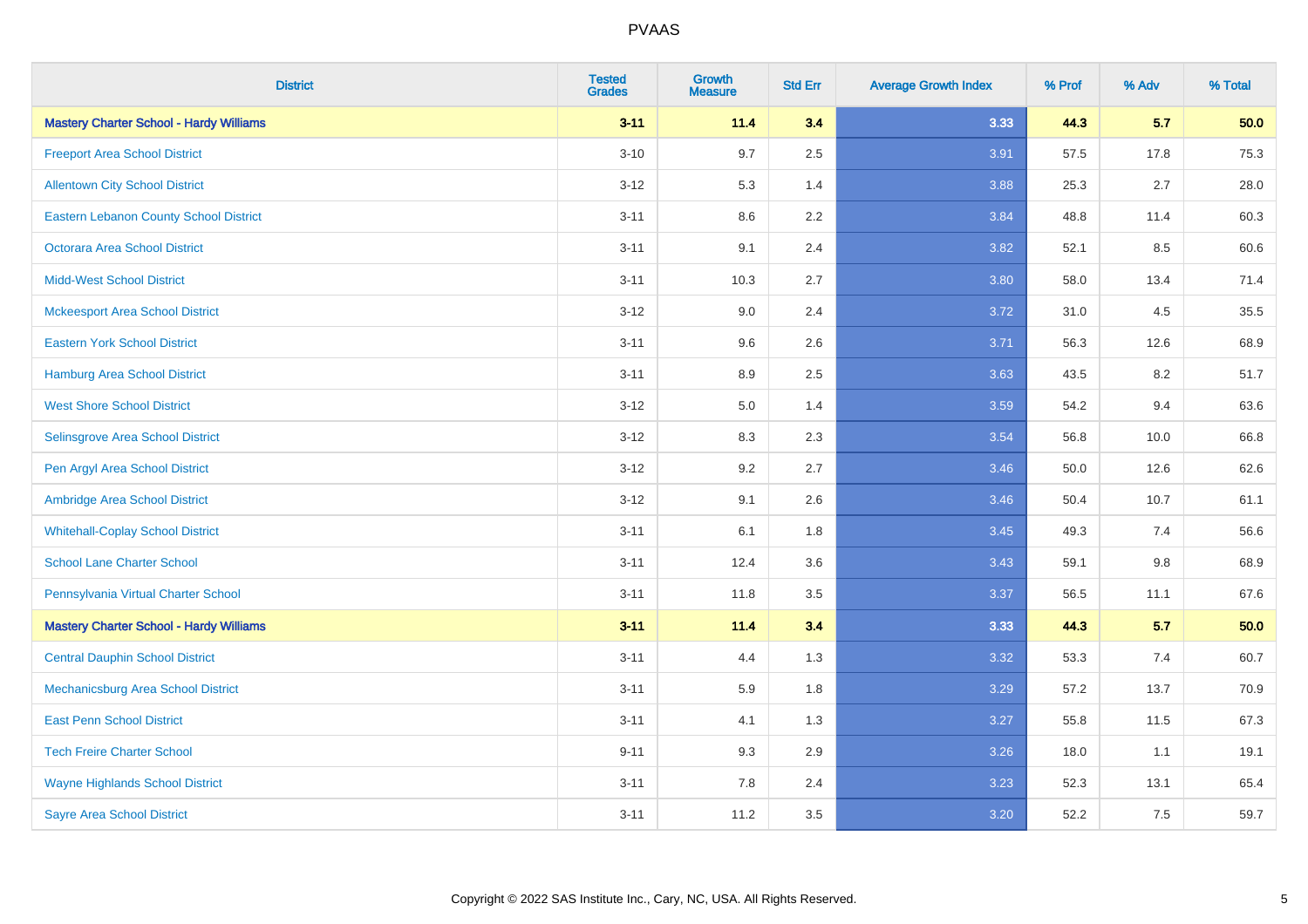# PVAAS

| District | Tested Grades | Growth Measure | Std Err | Average Growth Index | % Prof | % Adv | % Total |
|---|---|---|---|---|---|---|---|
| **Mastery Charter School - Hardy Williams** | **3-11** | **11.4** | **3.4** | **3.33** | **44.3** | **5.7** | **50.0** |
| Freeport Area School District | 3-10 | 9.7 | 2.5 | 3.91 | 57.5 | 17.8 | 75.3 |
| Allentown City School District | 3-12 | 5.3 | 1.4 | 3.88 | 25.3 | 2.7 | 28.0 |
| Eastern Lebanon County School District | 3-11 | 8.6 | 2.2 | 3.84 | 48.8 | 11.4 | 60.3 |
| Octorara Area School District | 3-11 | 9.1 | 2.4 | 3.82 | 52.1 | 8.5 | 60.6 |
| Midd-West School District | 3-11 | 10.3 | 2.7 | 3.80 | 58.0 | 13.4 | 71.4 |
| Mckeesport Area School District | 3-12 | 9.0 | 2.4 | 3.72 | 31.0 | 4.5 | 35.5 |
| Eastern York School District | 3-11 | 9.6 | 2.6 | 3.71 | 56.3 | 12.6 | 68.9 |
| Hamburg Area School District | 3-11 | 8.9 | 2.5 | 3.63 | 43.5 | 8.2 | 51.7 |
| West Shore School District | 3-12 | 5.0 | 1.4 | 3.59 | 54.2 | 9.4 | 63.6 |
| Selinsgrove Area School District | 3-12 | 8.3 | 2.3 | 3.54 | 56.8 | 10.0 | 66.8 |
| Pen Argyl Area School District | 3-12 | 9.2 | 2.7 | 3.46 | 50.0 | 12.6 | 62.6 |
| Ambridge Area School District | 3-12 | 9.1 | 2.6 | 3.46 | 50.4 | 10.7 | 61.1 |
| Whitehall-Coplay School District | 3-11 | 6.1 | 1.8 | 3.45 | 49.3 | 7.4 | 56.6 |
| School Lane Charter School | 3-11 | 12.4 | 3.6 | 3.43 | 59.1 | 9.8 | 68.9 |
| Pennsylvania Virtual Charter School | 3-11 | 11.8 | 3.5 | 3.37 | 56.5 | 11.1 | 67.6 |
| **Mastery Charter School - Hardy Williams** | **3-11** | **11.4** | **3.4** | **3.33** | **44.3** | **5.7** | **50.0** |
| Central Dauphin School District | 3-11 | 4.4 | 1.3 | 3.32 | 53.3 | 7.4 | 60.7 |
| Mechanicsburg Area School District | 3-11 | 5.9 | 1.8 | 3.29 | 57.2 | 13.7 | 70.9 |
| East Penn School District | 3-11 | 4.1 | 1.3 | 3.27 | 55.8 | 11.5 | 67.3 |
| Tech Freire Charter School | 9-11 | 9.3 | 2.9 | 3.26 | 18.0 | 1.1 | 19.1 |
| Wayne Highlands School District | 3-11 | 7.8 | 2.4 | 3.23 | 52.3 | 13.1 | 65.4 |
| Sayre Area School District | 3-11 | 11.2 | 3.5 | 3.20 | 52.2 | 7.5 | 59.7 |

Copyright © 2022 SAS Institute Inc., Cary, NC, USA. All Rights Reserved.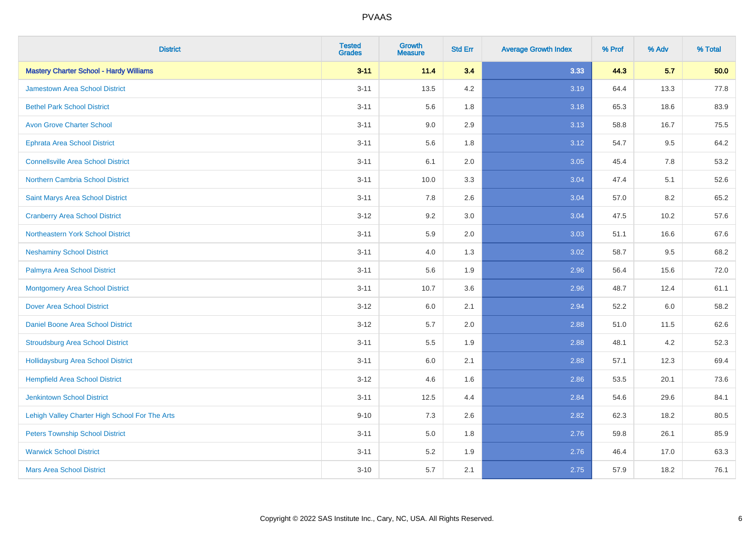| District | Tested Grades | Growth Measure | Std Err | Average Growth Index | % Prof | % Adv | % Total |
|---|---|---|---|---|---|---|---|
| **Mastery Charter School - Hardy Williams** | **3-11** | **11.4** | **3.4** | **3.33** | **44.3** | **5.7** | **50.0** |
| Jamestown Area School District | 3-11 | 13.5 | 4.2 | 3.19 | 64.4 | 13.3 | 77.8 |
| Bethel Park School District | 3-11 | 5.6 | 1.8 | 3.18 | 65.3 | 18.6 | 83.9 |
| Avon Grove Charter School | 3-11 | 9.0 | 2.9 | 3.13 | 58.8 | 16.7 | 75.5 |
| Ephrata Area School District | 3-11 | 5.6 | 1.8 | 3.12 | 54.7 | 9.5 | 64.2 |
| Connellsville Area School District | 3-11 | 6.1 | 2.0 | 3.05 | 45.4 | 7.8 | 53.2 |
| Northern Cambria School District | 3-11 | 10.0 | 3.3 | 3.04 | 47.4 | 5.1 | 52.6 |
| Saint Marys Area School District | 3-11 | 7.8 | 2.6 | 3.04 | 57.0 | 8.2 | 65.2 |
| Cranberry Area School District | 3-12 | 9.2 | 3.0 | 3.04 | 47.5 | 10.2 | 57.6 |
| Northeastern York School District | 3-11 | 5.9 | 2.0 | 3.03 | 51.1 | 16.6 | 67.6 |
| Neshaminy School District | 3-11 | 4.0 | 1.3 | 3.02 | 58.7 | 9.5 | 68.2 |
| Palmyra Area School District | 3-11 | 5.6 | 1.9 | 2.96 | 56.4 | 15.6 | 72.0 |
| Montgomery Area School District | 3-11 | 10.7 | 3.6 | 2.96 | 48.7 | 12.4 | 61.1 |
| Dover Area School District | 3-12 | 6.0 | 2.1 | 2.94 | 52.2 | 6.0 | 58.2 |
| Daniel Boone Area School District | 3-12 | 5.7 | 2.0 | 2.88 | 51.0 | 11.5 | 62.6 |
| Stroudsburg Area School District | 3-11 | 5.5 | 1.9 | 2.88 | 48.1 | 4.2 | 52.3 |
| Hollidaysburg Area School District | 3-11 | 6.0 | 2.1 | 2.88 | 57.1 | 12.3 | 69.4 |
| Hempfield Area School District | 3-12 | 4.6 | 1.6 | 2.86 | 53.5 | 20.1 | 73.6 |
| Jenkintown School District | 3-11 | 12.5 | 4.4 | 2.84 | 54.6 | 29.6 | 84.1 |
| Lehigh Valley Charter High School For The Arts | 9-10 | 7.3 | 2.6 | 2.82 | 62.3 | 18.2 | 80.5 |
| Peters Township School District | 3-11 | 5.0 | 1.8 | 2.76 | 59.8 | 26.1 | 85.9 |
| Warwick School District | 3-11 | 5.2 | 1.9 | 2.76 | 46.4 | 17.0 | 63.3 |
| Mars Area School District | 3-10 | 5.7 | 2.1 | 2.75 | 57.9 | 18.2 | 76.1 |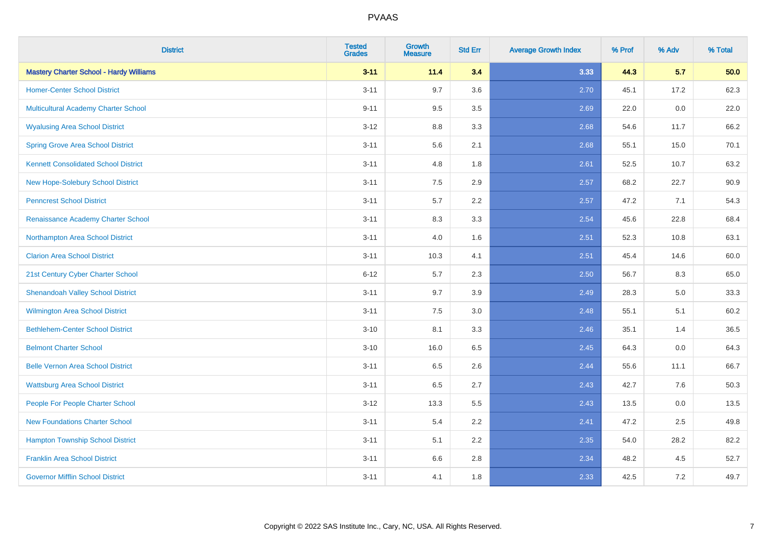| District | Tested Grades | Growth Measure | Std Err | Average Growth Index | % Prof | % Adv | % Total |
|---|---|---|---|---|---|---|---|
| **Mastery Charter School - Hardy Williams** | **3-11** | **11.4** | **3.4** | **3.33** | **44.3** | **5.7** | **50.0** |
| Homer-Center School District | 3-11 | 9.7 | 3.6 | 2.70 | 45.1 | 17.2 | 62.3 |
| Multicultural Academy Charter School | 9-11 | 9.5 | 3.5 | 2.69 | 22.0 | 0.0 | 22.0 |
| Wyalusing Area School District | 3-12 | 8.8 | 3.3 | 2.68 | 54.6 | 11.7 | 66.2 |
| Spring Grove Area School District | 3-11 | 5.6 | 2.1 | 2.68 | 55.1 | 15.0 | 70.1 |
| Kennett Consolidated School District | 3-11 | 4.8 | 1.8 | 2.61 | 52.5 | 10.7 | 63.2 |
| New Hope-Solebury School District | 3-11 | 7.5 | 2.9 | 2.57 | 68.2 | 22.7 | 90.9 |
| Penncrest School District | 3-11 | 5.7 | 2.2 | 2.57 | 47.2 | 7.1 | 54.3 |
| Renaissance Academy Charter School | 3-11 | 8.3 | 3.3 | 2.54 | 45.6 | 22.8 | 68.4 |
| Northampton Area School District | 3-11 | 4.0 | 1.6 | 2.51 | 52.3 | 10.8 | 63.1 |
| Clarion Area School District | 3-11 | 10.3 | 4.1 | 2.51 | 45.4 | 14.6 | 60.0 |
| 21st Century Cyber Charter School | 6-12 | 5.7 | 2.3 | 2.50 | 56.7 | 8.3 | 65.0 |
| Shenandoah Valley School District | 3-11 | 9.7 | 3.9 | 2.49 | 28.3 | 5.0 | 33.3 |
| Wilmington Area School District | 3-11 | 7.5 | 3.0 | 2.48 | 55.1 | 5.1 | 60.2 |
| Bethlehem-Center School District | 3-10 | 8.1 | 3.3 | 2.46 | 35.1 | 1.4 | 36.5 |
| Belmont Charter School | 3-10 | 16.0 | 6.5 | 2.45 | 64.3 | 0.0 | 64.3 |
| Belle Vernon Area School District | 3-11 | 6.5 | 2.6 | 2.44 | 55.6 | 11.1 | 66.7 |
| Wattsburg Area School District | 3-11 | 6.5 | 2.7 | 2.43 | 42.7 | 7.6 | 50.3 |
| People For People Charter School | 3-12 | 13.3 | 5.5 | 2.43 | 13.5 | 0.0 | 13.5 |
| New Foundations Charter School | 3-11 | 5.4 | 2.2 | 2.41 | 47.2 | 2.5 | 49.8 |
| Hampton Township School District | 3-11 | 5.1 | 2.2 | 2.35 | 54.0 | 28.2 | 82.2 |
| Franklin Area School District | 3-11 | 6.6 | 2.8 | 2.34 | 48.2 | 4.5 | 52.7 |
| Governor Mifflin School District | 3-11 | 4.1 | 1.8 | 2.33 | 42.5 | 7.2 | 49.7 |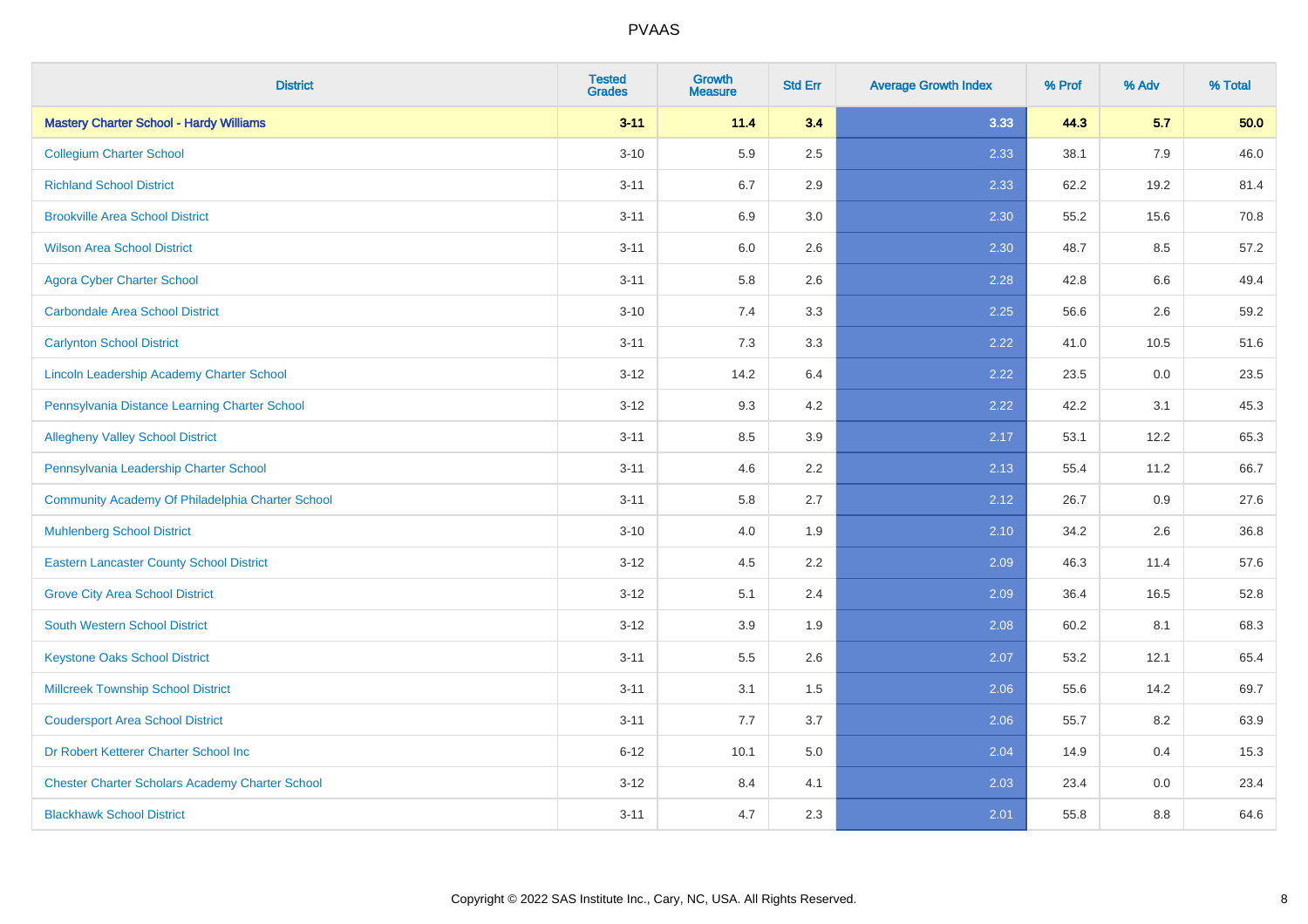| District | Tested Grades | Growth Measure | Std Err | Average Growth Index | % Prof | % Adv | % Total |
|---|---|---|---|---|---|---|---|
| **Mastery Charter School - Hardy Williams** | **3-11** | **11.4** | **3.4** | **3.33** | **44.3** | **5.7** | **50.0** |
| Collegium Charter School | 3-10 | 5.9 | 2.5 | 2.33 | 38.1 | 7.9 | 46.0 |
| Richland School District | 3-11 | 6.7 | 2.9 | 2.33 | 62.2 | 19.2 | 81.4 |
| Brookville Area School District | 3-11 | 6.9 | 3.0 | 2.30 | 55.2 | 15.6 | 70.8 |
| Wilson Area School District | 3-11 | 6.0 | 2.6 | 2.30 | 48.7 | 8.5 | 57.2 |
| Agora Cyber Charter School | 3-11 | 5.8 | 2.6 | 2.28 | 42.8 | 6.6 | 49.4 |
| Carbondale Area School District | 3-10 | 7.4 | 3.3 | 2.25 | 56.6 | 2.6 | 59.2 |
| Carlynton School District | 3-11 | 7.3 | 3.3 | 2.22 | 41.0 | 10.5 | 51.6 |
| Lincoln Leadership Academy Charter School | 3-12 | 14.2 | 6.4 | 2.22 | 23.5 | 0.0 | 23.5 |
| Pennsylvania Distance Learning Charter School | 3-12 | 9.3 | 4.2 | 2.22 | 42.2 | 3.1 | 45.3 |
| Allegheny Valley School District | 3-11 | 8.5 | 3.9 | 2.17 | 53.1 | 12.2 | 65.3 |
| Pennsylvania Leadership Charter School | 3-11 | 4.6 | 2.2 | 2.13 | 55.4 | 11.2 | 66.7 |
| Community Academy Of Philadelphia Charter School | 3-11 | 5.8 | 2.7 | 2.12 | 26.7 | 0.9 | 27.6 |
| Muhlenberg School District | 3-10 | 4.0 | 1.9 | 2.10 | 34.2 | 2.6 | 36.8 |
| Eastern Lancaster County School District | 3-12 | 4.5 | 2.2 | 2.09 | 46.3 | 11.4 | 57.6 |
| Grove City Area School District | 3-12 | 5.1 | 2.4 | 2.09 | 36.4 | 16.5 | 52.8 |
| South Western School District | 3-12 | 3.9 | 1.9 | 2.08 | 60.2 | 8.1 | 68.3 |
| Keystone Oaks School District | 3-11 | 5.5 | 2.6 | 2.07 | 53.2 | 12.1 | 65.4 |
| Millcreek Township School District | 3-11 | 3.1 | 1.5 | 2.06 | 55.6 | 14.2 | 69.7 |
| Coudersport Area School District | 3-11 | 7.7 | 3.7 | 2.06 | 55.7 | 8.2 | 63.9 |
| Dr Robert Ketterer Charter School Inc | 6-12 | 10.1 | 5.0 | 2.04 | 14.9 | 0.4 | 15.3 |
| Chester Charter Scholars Academy Charter School | 3-12 | 8.4 | 4.1 | 2.03 | 23.4 | 0.0 | 23.4 |
| Blackhawk School District | 3-11 | 4.7 | 2.3 | 2.01 | 55.8 | 8.8 | 64.6 |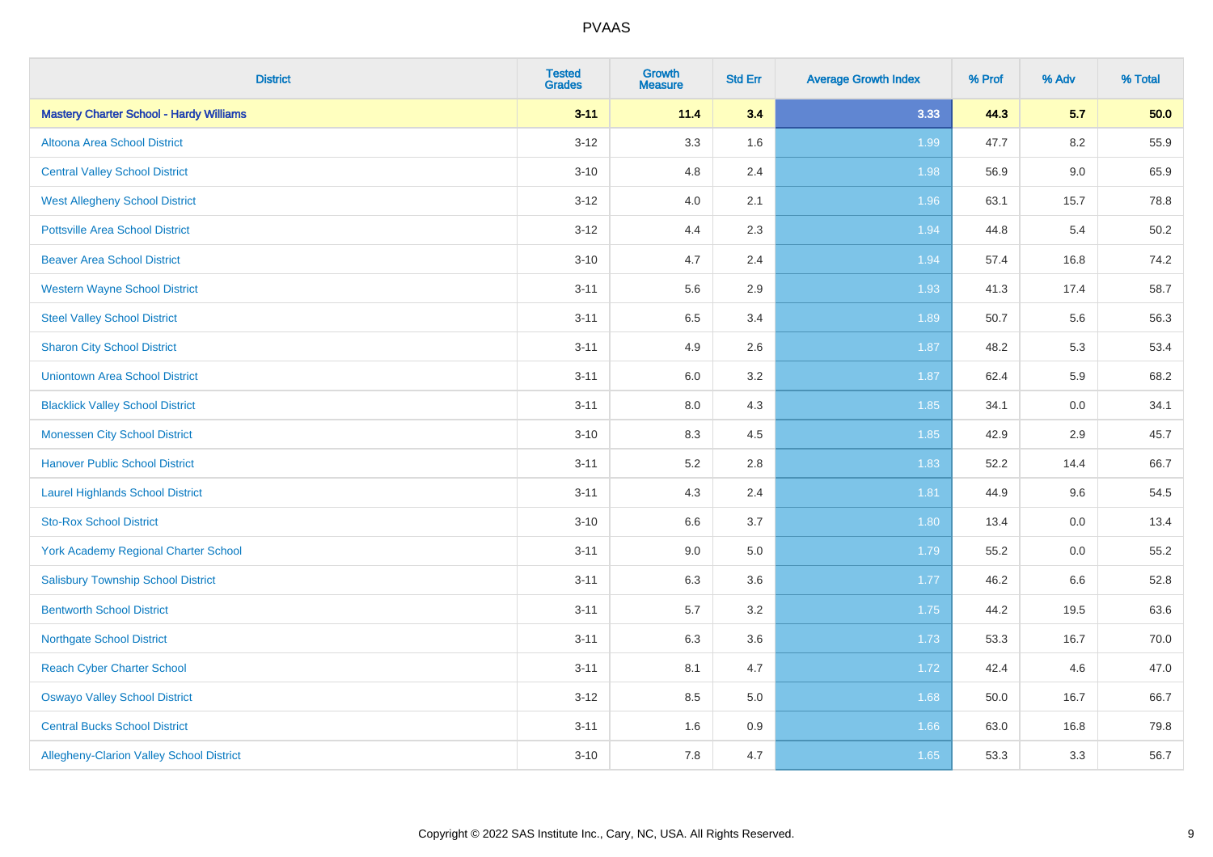PVAAS

| District | Tested Grades | Growth Measure | Std Err | Average Growth Index | % Prof | % Adv | % Total |
|---|---|---|---|---|---|---|---|
| **Mastery Charter School - Hardy Williams** | **3-11** | **11.4** | **3.4** | **3.33** | **44.3** | **5.7** | **50.0** |
| Altoona Area School District | 3-12 | 3.3 | 1.6 | 1.99 | 47.7 | 8.2 | 55.9 |
| Central Valley School District | 3-10 | 4.8 | 2.4 | 1.98 | 56.9 | 9.0 | 65.9 |
| West Allegheny School District | 3-12 | 4.0 | 2.1 | 1.96 | 63.1 | 15.7 | 78.8 |
| Pottsville Area School District | 3-12 | 4.4 | 2.3 | 1.94 | 44.8 | 5.4 | 50.2 |
| Beaver Area School District | 3-10 | 4.7 | 2.4 | 1.94 | 57.4 | 16.8 | 74.2 |
| Western Wayne School District | 3-11 | 5.6 | 2.9 | 1.93 | 41.3 | 17.4 | 58.7 |
| Steel Valley School District | 3-11 | 6.5 | 3.4 | 1.89 | 50.7 | 5.6 | 56.3 |
| Sharon City School District | 3-11 | 4.9 | 2.6 | 1.87 | 48.2 | 5.3 | 53.4 |
| Uniontown Area School District | 3-11 | 6.0 | 3.2 | 1.87 | 62.4 | 5.9 | 68.2 |
| Blacklick Valley School District | 3-11 | 8.0 | 4.3 | 1.85 | 34.1 | 0.0 | 34.1 |
| Monessen City School District | 3-10 | 8.3 | 4.5 | 1.85 | 42.9 | 2.9 | 45.7 |
| Hanover Public School District | 3-11 | 5.2 | 2.8 | 1.83 | 52.2 | 14.4 | 66.7 |
| Laurel Highlands School District | 3-11 | 4.3 | 2.4 | 1.81 | 44.9 | 9.6 | 54.5 |
| Sto-Rox School District | 3-10 | 6.6 | 3.7 | 1.80 | 13.4 | 0.0 | 13.4 |
| York Academy Regional Charter School | 3-11 | 9.0 | 5.0 | 1.79 | 55.2 | 0.0 | 55.2 |
| Salisbury Township School District | 3-11 | 6.3 | 3.6 | 1.77 | 46.2 | 6.6 | 52.8 |
| Bentworth School District | 3-11 | 5.7 | 3.2 | 1.75 | 44.2 | 19.5 | 63.6 |
| Northgate School District | 3-11 | 6.3 | 3.6 | 1.73 | 53.3 | 16.7 | 70.0 |
| Reach Cyber Charter School | 3-11 | 8.1 | 4.7 | 1.72 | 42.4 | 4.6 | 47.0 |
| Oswayo Valley School District | 3-12 | 8.5 | 5.0 | 1.68 | 50.0 | 16.7 | 66.7 |
| Central Bucks School District | 3-11 | 1.6 | 0.9 | 1.66 | 63.0 | 16.8 | 79.8 |
| Allegheny-Clarion Valley School District | 3-10 | 7.8 | 4.7 | 1.65 | 53.3 | 3.3 | 56.7 |

Copyright © 2022 SAS Institute Inc., Cary, NC, USA. All Rights Reserved.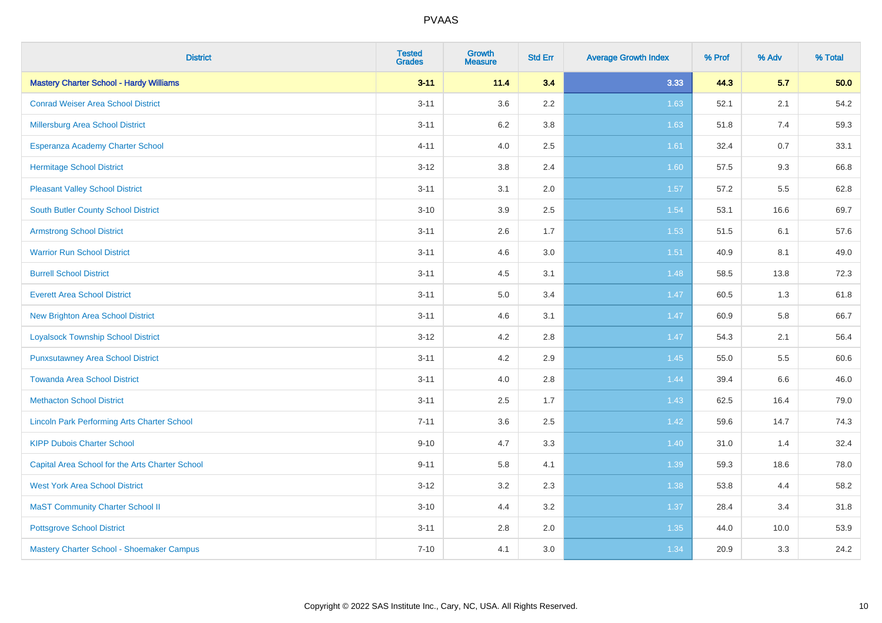| District | Tested Grades | Growth Measure | Std Err | Average Growth Index | % Prof | % Adv | % Total |
|---|---|---|---|---|---|---|---|
| **Mastery Charter School - Hardy Williams** | **3-11** | **11.4** | **3.4** | **3.33** | **44.3** | **5.7** | **50.0** |
| Conrad Weiser Area School District | 3-11 | 3.6 | 2.2 | 1.63 | 52.1 | 2.1 | 54.2 |
| Millersburg Area School District | 3-11 | 6.2 | 3.8 | 1.63 | 51.8 | 7.4 | 59.3 |
| Esperanza Academy Charter School | 4-11 | 4.0 | 2.5 | 1.61 | 32.4 | 0.7 | 33.1 |
| Hermitage School District | 3-12 | 3.8 | 2.4 | 1.60 | 57.5 | 9.3 | 66.8 |
| Pleasant Valley School District | 3-11 | 3.1 | 2.0 | 1.57 | 57.2 | 5.5 | 62.8 |
| South Butler County School District | 3-10 | 3.9 | 2.5 | 1.54 | 53.1 | 16.6 | 69.7 |
| Armstrong School District | 3-11 | 2.6 | 1.7 | 1.53 | 51.5 | 6.1 | 57.6 |
| Warrior Run School District | 3-11 | 4.6 | 3.0 | 1.51 | 40.9 | 8.1 | 49.0 |
| Burrell School District | 3-11 | 4.5 | 3.1 | 1.48 | 58.5 | 13.8 | 72.3 |
| Everett Area School District | 3-11 | 5.0 | 3.4 | 1.47 | 60.5 | 1.3 | 61.8 |
| New Brighton Area School District | 3-11 | 4.6 | 3.1 | 1.47 | 60.9 | 5.8 | 66.7 |
| Loyalsock Township School District | 3-12 | 4.2 | 2.8 | 1.47 | 54.3 | 2.1 | 56.4 |
| Punxsutawney Area School District | 3-11 | 4.2 | 2.9 | 1.45 | 55.0 | 5.5 | 60.6 |
| Towanda Area School District | 3-11 | 4.0 | 2.8 | 1.44 | 39.4 | 6.6 | 46.0 |
| Methacton School District | 3-11 | 2.5 | 1.7 | 1.43 | 62.5 | 16.4 | 79.0 |
| Lincoln Park Performing Arts Charter School | 7-11 | 3.6 | 2.5 | 1.42 | 59.6 | 14.7 | 74.3 |
| KIPP Dubois Charter School | 9-10 | 4.7 | 3.3 | 1.40 | 31.0 | 1.4 | 32.4 |
| Capital Area School for the Arts Charter School | 9-11 | 5.8 | 4.1 | 1.39 | 59.3 | 18.6 | 78.0 |
| West York Area School District | 3-12 | 3.2 | 2.3 | 1.38 | 53.8 | 4.4 | 58.2 |
| MaST Community Charter School II | 3-10 | 4.4 | 3.2 | 1.37 | 28.4 | 3.4 | 31.8 |
| Pottsgrove School District | 3-11 | 2.8 | 2.0 | 1.35 | 44.0 | 10.0 | 53.9 |
| Mastery Charter School - Shoemaker Campus | 7-10 | 4.1 | 3.0 | 1.34 | 20.9 | 3.3 | 24.2 |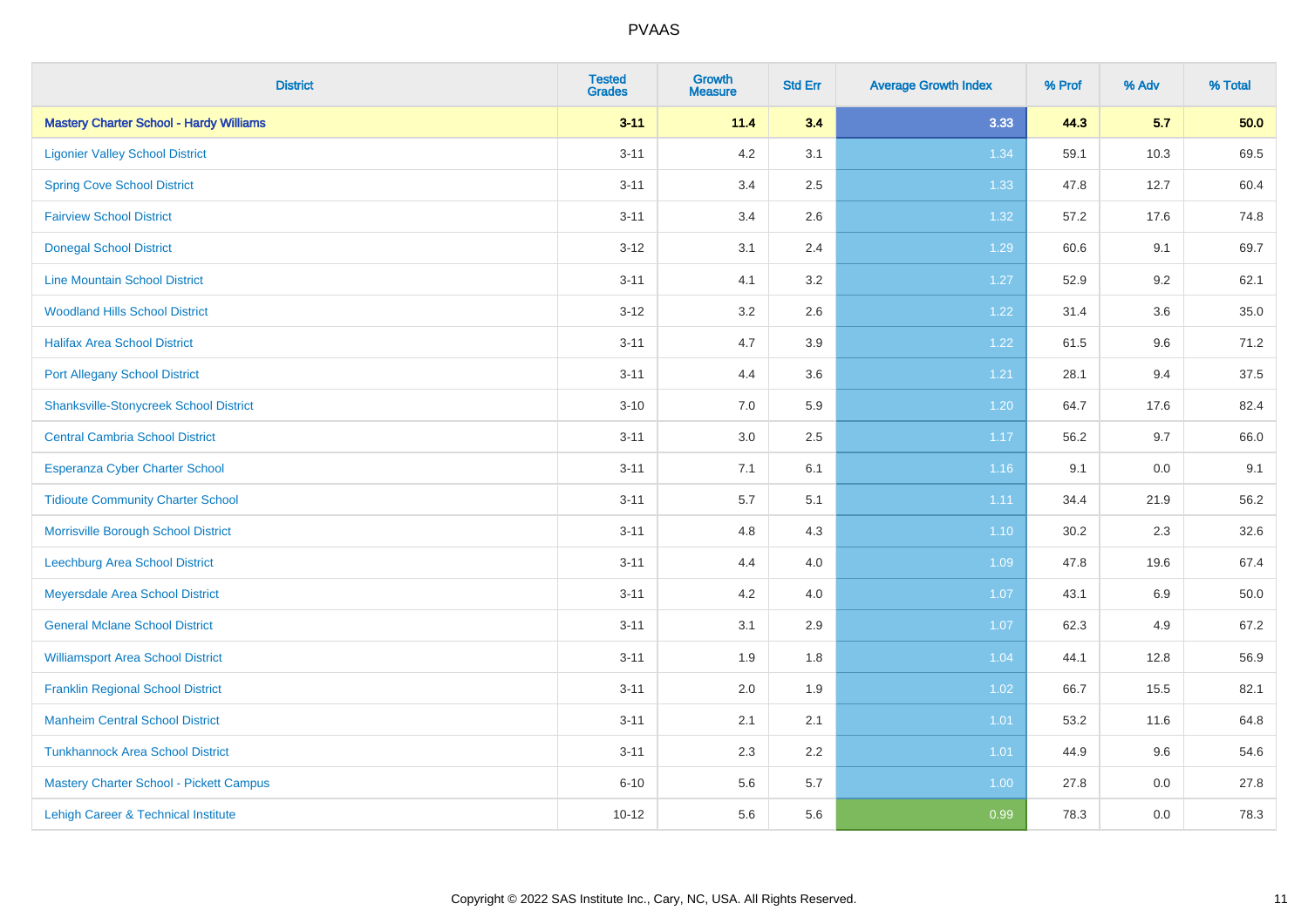| District | Tested Grades | Growth Measure | Std Err | Average Growth Index | % Prof | % Adv | % Total |
|---|---|---|---|---|---|---|---|
| **Mastery Charter School - Hardy Williams** | **3-11** | **11.4** | **3.4** | **3.33** | **44.3** | **5.7** | **50.0** |
| Ligonier Valley School District | 3-11 | 4.2 | 3.1 | 1.34 | 59.1 | 10.3 | 69.5 |
| Spring Cove School District | 3-11 | 3.4 | 2.5 | 1.33 | 47.8 | 12.7 | 60.4 |
| Fairview School District | 3-11 | 3.4 | 2.6 | 1.32 | 57.2 | 17.6 | 74.8 |
| Donegal School District | 3-12 | 3.1 | 2.4 | 1.29 | 60.6 | 9.1 | 69.7 |
| Line Mountain School District | 3-11 | 4.1 | 3.2 | 1.27 | 52.9 | 9.2 | 62.1 |
| Woodland Hills School District | 3-12 | 3.2 | 2.6 | 1.22 | 31.4 | 3.6 | 35.0 |
| Halifax Area School District | 3-11 | 4.7 | 3.9 | 1.22 | 61.5 | 9.6 | 71.2 |
| Port Allegany School District | 3-11 | 4.4 | 3.6 | 1.21 | 28.1 | 9.4 | 37.5 |
| Shanksville-Stonycreek School District | 3-10 | 7.0 | 5.9 | 1.20 | 64.7 | 17.6 | 82.4 |
| Central Cambria School District | 3-11 | 3.0 | 2.5 | 1.17 | 56.2 | 9.7 | 66.0 |
| Esperanza Cyber Charter School | 3-11 | 7.1 | 6.1 | 1.16 | 9.1 | 0.0 | 9.1 |
| Tidioute Community Charter School | 3-11 | 5.7 | 5.1 | 1.11 | 34.4 | 21.9 | 56.2 |
| Morrisville Borough School District | 3-11 | 4.8 | 4.3 | 1.10 | 30.2 | 2.3 | 32.6 |
| Leechburg Area School District | 3-11 | 4.4 | 4.0 | 1.09 | 47.8 | 19.6 | 67.4 |
| Meyersdale Area School District | 3-11 | 4.2 | 4.0 | 1.07 | 43.1 | 6.9 | 50.0 |
| General Mclane School District | 3-11 | 3.1 | 2.9 | 1.07 | 62.3 | 4.9 | 67.2 |
| Williamsport Area School District | 3-11 | 1.9 | 1.8 | 1.04 | 44.1 | 12.8 | 56.9 |
| Franklin Regional School District | 3-11 | 2.0 | 1.9 | 1.02 | 66.7 | 15.5 | 82.1 |
| Manheim Central School District | 3-11 | 2.1 | 2.1 | 1.01 | 53.2 | 11.6 | 64.8 |
| Tunkhannock Area School District | 3-11 | 2.3 | 2.2 | 1.01 | 44.9 | 9.6 | 54.6 |
| Mastery Charter School - Pickett Campus | 6-10 | 5.6 | 5.7 | 1.00 | 27.8 | 0.0 | 27.8 |
| Lehigh Career & Technical Institute | 10-12 | 5.6 | 5.6 | 0.99 | 78.3 | 0.0 | 78.3 |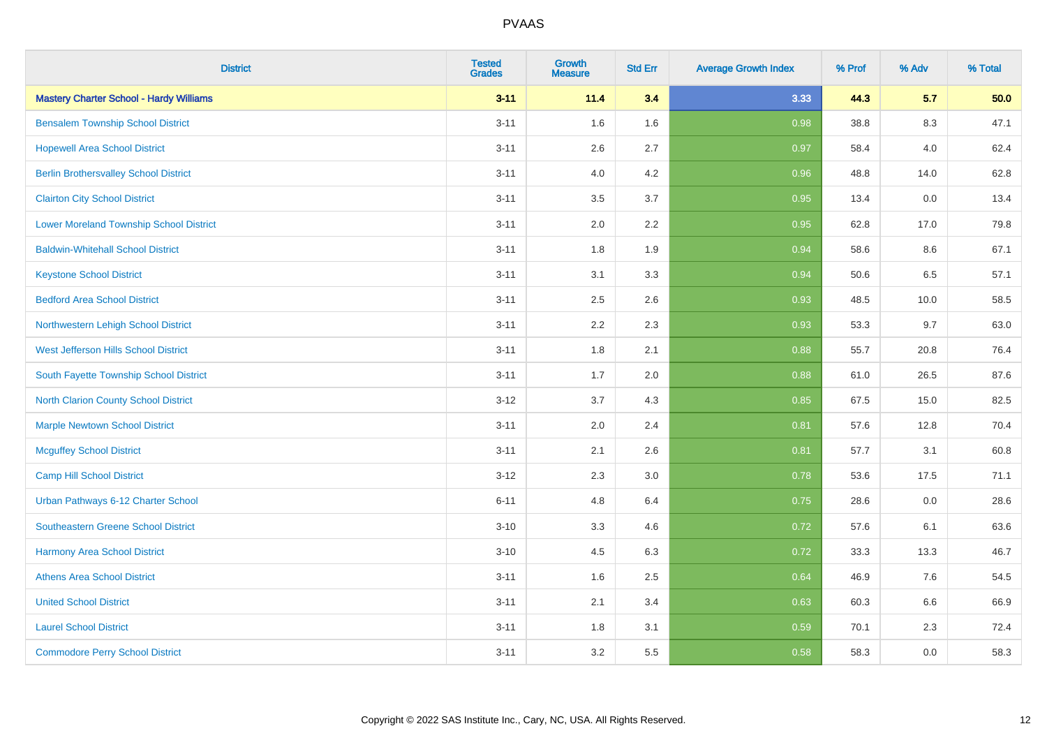| District | Tested Grades | Growth Measure | Std Err | Average Growth Index | % Prof | % Adv | % Total |
|---|---|---|---|---|---|---|---|
| **Mastery Charter School - Hardy Williams** | **3-11** | **11.4** | **3.4** | **3.33** | **44.3** | **5.7** | **50.0** |
| Bensalem Township School District | 3-11 | 1.6 | 1.6 | 0.98 | 38.8 | 8.3 | 47.1 |
| Hopewell Area School District | 3-11 | 2.6 | 2.7 | 0.97 | 58.4 | 4.0 | 62.4 |
| Berlin Brothersvalley School District | 3-11 | 4.0 | 4.2 | 0.96 | 48.8 | 14.0 | 62.8 |
| Clairton City School District | 3-11 | 3.5 | 3.7 | 0.95 | 13.4 | 0.0 | 13.4 |
| Lower Moreland Township School District | 3-11 | 2.0 | 2.2 | 0.95 | 62.8 | 17.0 | 79.8 |
| Baldwin-Whitehall School District | 3-11 | 1.8 | 1.9 | 0.94 | 58.6 | 8.6 | 67.1 |
| Keystone School District | 3-11 | 3.1 | 3.3 | 0.94 | 50.6 | 6.5 | 57.1 |
| Bedford Area School District | 3-11 | 2.5 | 2.6 | 0.93 | 48.5 | 10.0 | 58.5 |
| Northwestern Lehigh School District | 3-11 | 2.2 | 2.3 | 0.93 | 53.3 | 9.7 | 63.0 |
| West Jefferson Hills School District | 3-11 | 1.8 | 2.1 | 0.88 | 55.7 | 20.8 | 76.4 |
| South Fayette Township School District | 3-11 | 1.7 | 2.0 | 0.88 | 61.0 | 26.5 | 87.6 |
| North Clarion County School District | 3-12 | 3.7 | 4.3 | 0.85 | 67.5 | 15.0 | 82.5 |
| Marple Newtown School District | 3-11 | 2.0 | 2.4 | 0.81 | 57.6 | 12.8 | 70.4 |
| Mcguffey School District | 3-11 | 2.1 | 2.6 | 0.81 | 57.7 | 3.1 | 60.8 |
| Camp Hill School District | 3-12 | 2.3 | 3.0 | 0.78 | 53.6 | 17.5 | 71.1 |
| Urban Pathways 6-12 Charter School | 6-11 | 4.8 | 6.4 | 0.75 | 28.6 | 0.0 | 28.6 |
| Southeastern Greene School District | 3-10 | 3.3 | 4.6 | 0.72 | 57.6 | 6.1 | 63.6 |
| Harmony Area School District | 3-10 | 4.5 | 6.3 | 0.72 | 33.3 | 13.3 | 46.7 |
| Athens Area School District | 3-11 | 1.6 | 2.5 | 0.64 | 46.9 | 7.6 | 54.5 |
| United School District | 3-11 | 2.1 | 3.4 | 0.63 | 60.3 | 6.6 | 66.9 |
| Laurel School District | 3-11 | 1.8 | 3.1 | 0.59 | 70.1 | 2.3 | 72.4 |
| Commodore Perry School District | 3-11 | 3.2 | 5.5 | 0.58 | 58.3 | 0.0 | 58.3 |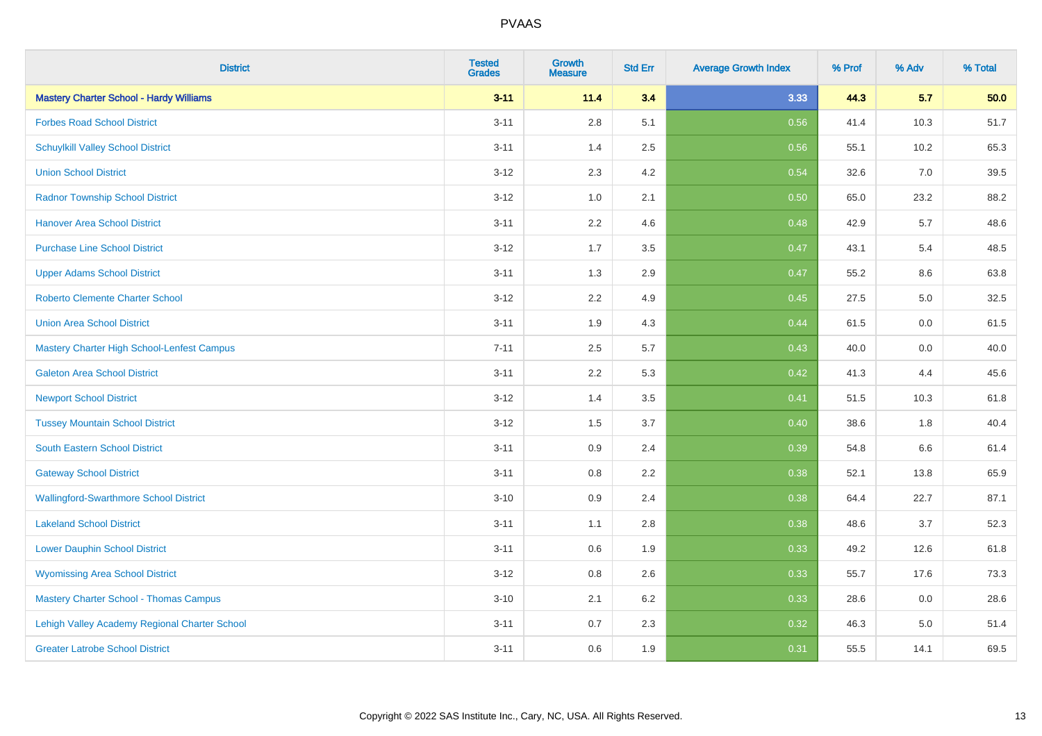| District | Tested Grades | Growth Measure | Std Err | Average Growth Index | % Prof | % Adv | % Total |
|---|---|---|---|---|---|---|---|
| **Mastery Charter School - Hardy Williams** | **3-11** | **11.4** | **3.4** | **3.33** | **44.3** | **5.7** | **50.0** |
| Forbes Road School District | 3-11 | 2.8 | 5.1 | 0.56 | 41.4 | 10.3 | 51.7 |
| Schuylkill Valley School District | 3-11 | 1.4 | 2.5 | 0.56 | 55.1 | 10.2 | 65.3 |
| Union School District | 3-12 | 2.3 | 4.2 | 0.54 | 32.6 | 7.0 | 39.5 |
| Radnor Township School District | 3-12 | 1.0 | 2.1 | 0.50 | 65.0 | 23.2 | 88.2 |
| Hanover Area School District | 3-11 | 2.2 | 4.6 | 0.48 | 42.9 | 5.7 | 48.6 |
| Purchase Line School District | 3-12 | 1.7 | 3.5 | 0.47 | 43.1 | 5.4 | 48.5 |
| Upper Adams School District | 3-11 | 1.3 | 2.9 | 0.47 | 55.2 | 8.6 | 63.8 |
| Roberto Clemente Charter School | 3-12 | 2.2 | 4.9 | 0.45 | 27.5 | 5.0 | 32.5 |
| Union Area School District | 3-11 | 1.9 | 4.3 | 0.44 | 61.5 | 0.0 | 61.5 |
| Mastery Charter High School-Lenfest Campus | 7-11 | 2.5 | 5.7 | 0.43 | 40.0 | 0.0 | 40.0 |
| Galeton Area School District | 3-11 | 2.2 | 5.3 | 0.42 | 41.3 | 4.4 | 45.6 |
| Newport School District | 3-12 | 1.4 | 3.5 | 0.41 | 51.5 | 10.3 | 61.8 |
| Tussey Mountain School District | 3-12 | 1.5 | 3.7 | 0.40 | 38.6 | 1.8 | 40.4 |
| South Eastern School District | 3-11 | 0.9 | 2.4 | 0.39 | 54.8 | 6.6 | 61.4 |
| Gateway School District | 3-11 | 0.8 | 2.2 | 0.38 | 52.1 | 13.8 | 65.9 |
| Wallingford-Swarthmore School District | 3-10 | 0.9 | 2.4 | 0.38 | 64.4 | 22.7 | 87.1 |
| Lakeland School District | 3-11 | 1.1 | 2.8 | 0.38 | 48.6 | 3.7 | 52.3 |
| Lower Dauphin School District | 3-11 | 0.6 | 1.9 | 0.33 | 49.2 | 12.6 | 61.8 |
| Wyomissing Area School District | 3-12 | 0.8 | 2.6 | 0.33 | 55.7 | 17.6 | 73.3 |
| Mastery Charter School - Thomas Campus | 3-10 | 2.1 | 6.2 | 0.33 | 28.6 | 0.0 | 28.6 |
| Lehigh Valley Academy Regional Charter School | 3-11 | 0.7 | 2.3 | 0.32 | 46.3 | 5.0 | 51.4 |
| Greater Latrobe School District | 3-11 | 0.6 | 1.9 | 0.31 | 55.5 | 14.1 | 69.5 |

Copyright © 2022 SAS Institute Inc., Cary, NC, USA. All Rights Reserved.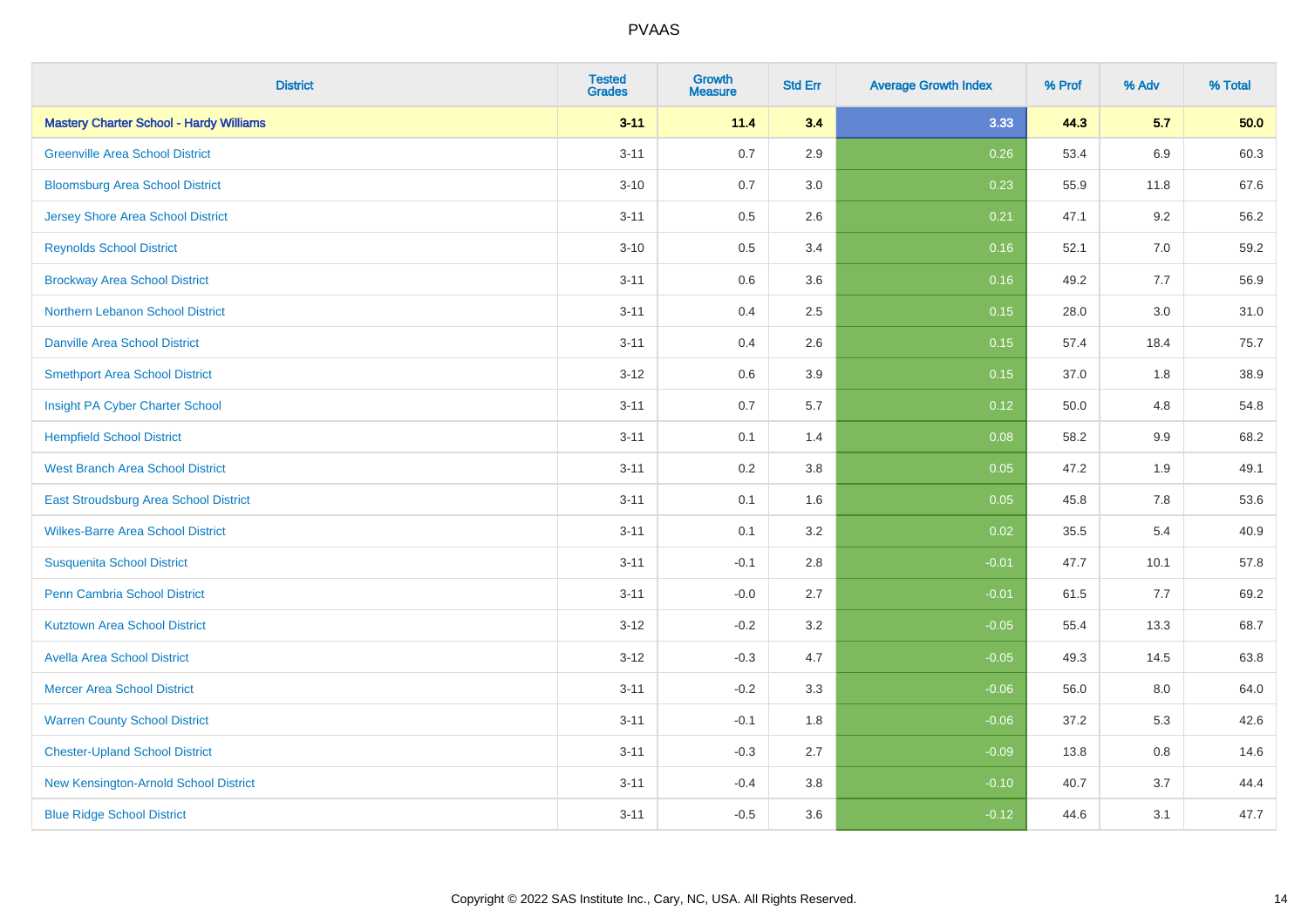# PVAAS

| District | Tested Grades | Growth Measure | Std Err | Average Growth Index | % Prof | % Adv | % Total |
|---|---|---|---|---|---|---|---|
| **Mastery Charter School - Hardy Williams** | **3-11** | **11.4** | **3.4** | **3.33** | **44.3** | **5.7** | **50.0** |
| Greenville Area School District | 3-11 | 0.7 | 2.9 | 0.26 | 53.4 | 6.9 | 60.3 |
| Bloomsburg Area School District | 3-10 | 0.7 | 3.0 | 0.23 | 55.9 | 11.8 | 67.6 |
| Jersey Shore Area School District | 3-11 | 0.5 | 2.6 | 0.21 | 47.1 | 9.2 | 56.2 |
| Reynolds School District | 3-10 | 0.5 | 3.4 | 0.16 | 52.1 | 7.0 | 59.2 |
| Brockway Area School District | 3-11 | 0.6 | 3.6 | 0.16 | 49.2 | 7.7 | 56.9 |
| Northern Lebanon School District | 3-11 | 0.4 | 2.5 | 0.15 | 28.0 | 3.0 | 31.0 |
| Danville Area School District | 3-11 | 0.4 | 2.6 | 0.15 | 57.4 | 18.4 | 75.7 |
| Smethport Area School District | 3-12 | 0.6 | 3.9 | 0.15 | 37.0 | 1.8 | 38.9 |
| Insight PA Cyber Charter School | 3-11 | 0.7 | 5.7 | 0.12 | 50.0 | 4.8 | 54.8 |
| Hempfield School District | 3-11 | 0.1 | 1.4 | 0.08 | 58.2 | 9.9 | 68.2 |
| West Branch Area School District | 3-11 | 0.2 | 3.8 | 0.05 | 47.2 | 1.9 | 49.1 |
| East Stroudsburg Area School District | 3-11 | 0.1 | 1.6 | 0.05 | 45.8 | 7.8 | 53.6 |
| Wilkes-Barre Area School District | 3-11 | 0.1 | 3.2 | 0.02 | 35.5 | 5.4 | 40.9 |
| Susquenita School District | 3-11 | -0.1 | 2.8 | -0.01 | 47.7 | 10.1 | 57.8 |
| Penn Cambria School District | 3-11 | -0.0 | 2.7 | -0.01 | 61.5 | 7.7 | 69.2 |
| Kutztown Area School District | 3-12 | -0.2 | 3.2 | -0.05 | 55.4 | 13.3 | 68.7 |
| Avella Area School District | 3-12 | -0.3 | 4.7 | -0.05 | 49.3 | 14.5 | 63.8 |
| Mercer Area School District | 3-11 | -0.2 | 3.3 | -0.06 | 56.0 | 8.0 | 64.0 |
| Warren County School District | 3-11 | -0.1 | 1.8 | -0.06 | 37.2 | 5.3 | 42.6 |
| Chester-Upland School District | 3-11 | -0.3 | 2.7 | -0.09 | 13.8 | 0.8 | 14.6 |
| New Kensington-Arnold School District | 3-11 | -0.4 | 3.8 | -0.10 | 40.7 | 3.7 | 44.4 |
| Blue Ridge School District | 3-11 | -0.5 | 3.6 | -0.12 | 44.6 | 3.1 | 47.7 |

Copyright © 2022 SAS Institute Inc., Cary, NC, USA. All Rights Reserved.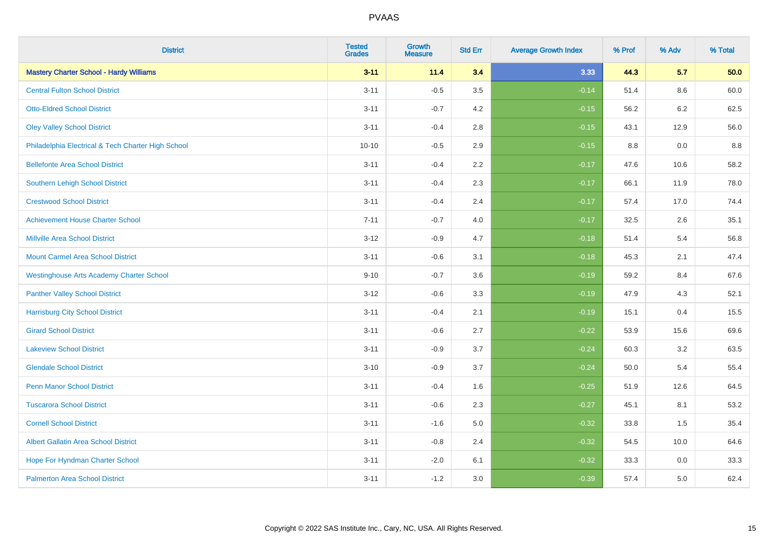| District | Tested Grades | Growth Measure | Std Err | Average Growth Index | % Prof | % Adv | % Total |
|---|---|---|---|---|---|---|---|
| **Mastery Charter School - Hardy Williams** | **3-11** | **11.4** | **3.4** | **3.33** | **44.3** | **5.7** | **50.0** |
| Central Fulton School District | 3-11 | -0.5 | 3.5 | -0.14 | 51.4 | 8.6 | 60.0 |
| Otto-Eldred School District | 3-11 | -0.7 | 4.2 | -0.15 | 56.2 | 6.2 | 62.5 |
| Oley Valley School District | 3-11 | -0.4 | 2.8 | -0.15 | 43.1 | 12.9 | 56.0 |
| Philadelphia Electrical & Tech Charter High School | 10-10 | -0.5 | 2.9 | -0.15 | 8.8 | 0.0 | 8.8 |
| Bellefonte Area School District | 3-11 | -0.4 | 2.2 | -0.17 | 47.6 | 10.6 | 58.2 |
| Southern Lehigh School District | 3-11 | -0.4 | 2.3 | -0.17 | 66.1 | 11.9 | 78.0 |
| Crestwood School District | 3-11 | -0.4 | 2.4 | -0.17 | 57.4 | 17.0 | 74.4 |
| Achievement House Charter School | 7-11 | -0.7 | 4.0 | -0.17 | 32.5 | 2.6 | 35.1 |
| Millville Area School District | 3-12 | -0.9 | 4.7 | -0.18 | 51.4 | 5.4 | 56.8 |
| Mount Carmel Area School District | 3-11 | -0.6 | 3.1 | -0.18 | 45.3 | 2.1 | 47.4 |
| Westinghouse Arts Academy Charter School | 9-10 | -0.7 | 3.6 | -0.19 | 59.2 | 8.4 | 67.6 |
| Panther Valley School District | 3-12 | -0.6 | 3.3 | -0.19 | 47.9 | 4.3 | 52.1 |
| Harrisburg City School District | 3-11 | -0.4 | 2.1 | -0.19 | 15.1 | 0.4 | 15.5 |
| Girard School District | 3-11 | -0.6 | 2.7 | -0.22 | 53.9 | 15.6 | 69.6 |
| Lakeview School District | 3-11 | -0.9 | 3.7 | -0.24 | 60.3 | 3.2 | 63.5 |
| Glendale School District | 3-10 | -0.9 | 3.7 | -0.24 | 50.0 | 5.4 | 55.4 |
| Penn Manor School District | 3-11 | -0.4 | 1.6 | -0.25 | 51.9 | 12.6 | 64.5 |
| Tuscarora School District | 3-11 | -0.6 | 2.3 | -0.27 | 45.1 | 8.1 | 53.2 |
| Cornell School District | 3-11 | -1.6 | 5.0 | -0.32 | 33.8 | 1.5 | 35.4 |
| Albert Gallatin Area School District | 3-11 | -0.8 | 2.4 | -0.32 | 54.5 | 10.0 | 64.6 |
| Hope For Hyndman Charter School | 3-11 | -2.0 | 6.1 | -0.32 | 33.3 | 0.0 | 33.3 |
| Palmerton Area School District | 3-11 | -1.2 | 3.0 | -0.39 | 57.4 | 5.0 | 62.4 |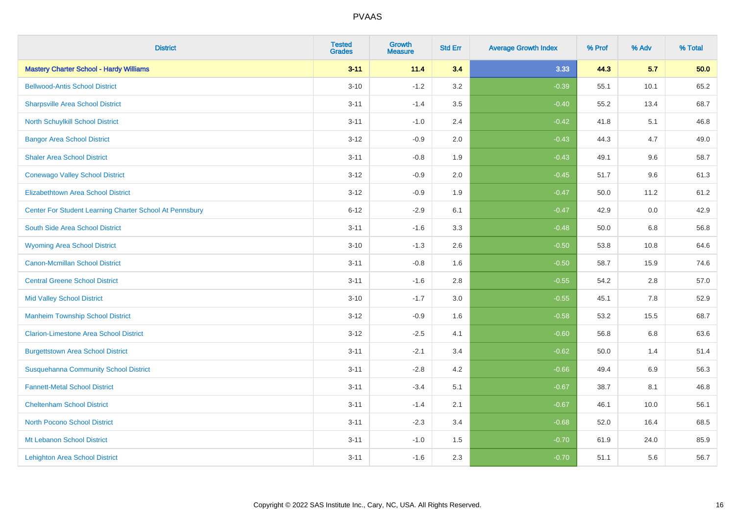# PVAAS

| District | Tested Grades | Growth Measure | Std Err | Average Growth Index | % Prof | % Adv | % Total |
|---|---|---|---|---|---|---|---|
| **Mastery Charter School - Hardy Williams** | **3-11** | **11.4** | **3.4** | **3.33** | **44.3** | **5.7** | **50.0** |
| Bellwood-Antis School District | 3-10 | -1.2 | 3.2 | -0.39 | 55.1 | 10.1 | 65.2 |
| Sharpsville Area School District | 3-11 | -1.4 | 3.5 | -0.40 | 55.2 | 13.4 | 68.7 |
| North Schuylkill School District | 3-11 | -1.0 | 2.4 | -0.42 | 41.8 | 5.1 | 46.8 |
| Bangor Area School District | 3-12 | -0.9 | 2.0 | -0.43 | 44.3 | 4.7 | 49.0 |
| Shaler Area School District | 3-11 | -0.8 | 1.9 | -0.43 | 49.1 | 9.6 | 58.7 |
| Conewago Valley School District | 3-12 | -0.9 | 2.0 | -0.45 | 51.7 | 9.6 | 61.3 |
| Elizabethtown Area School District | 3-12 | -0.9 | 1.9 | -0.47 | 50.0 | 11.2 | 61.2 |
| Center For Student Learning Charter School At Pennsbury | 6-12 | -2.9 | 6.1 | -0.47 | 42.9 | 0.0 | 42.9 |
| South Side Area School District | 3-11 | -1.6 | 3.3 | -0.48 | 50.0 | 6.8 | 56.8 |
| Wyoming Area School District | 3-10 | -1.3 | 2.6 | -0.50 | 53.8 | 10.8 | 64.6 |
| Canon-Mcmillan School District | 3-11 | -0.8 | 1.6 | -0.50 | 58.7 | 15.9 | 74.6 |
| Central Greene School District | 3-11 | -1.6 | 2.8 | -0.55 | 54.2 | 2.8 | 57.0 |
| Mid Valley School District | 3-10 | -1.7 | 3.0 | -0.55 | 45.1 | 7.8 | 52.9 |
| Manheim Township School District | 3-12 | -0.9 | 1.6 | -0.58 | 53.2 | 15.5 | 68.7 |
| Clarion-Limestone Area School District | 3-12 | -2.5 | 4.1 | -0.60 | 56.8 | 6.8 | 63.6 |
| Burgettstown Area School District | 3-11 | -2.1 | 3.4 | -0.62 | 50.0 | 1.4 | 51.4 |
| Susquehanna Community School District | 3-11 | -2.8 | 4.2 | -0.66 | 49.4 | 6.9 | 56.3 |
| Fannett-Metal School District | 3-11 | -3.4 | 5.1 | -0.67 | 38.7 | 8.1 | 46.8 |
| Cheltenham School District | 3-11 | -1.4 | 2.1 | -0.67 | 46.1 | 10.0 | 56.1 |
| North Pocono School District | 3-11 | -2.3 | 3.4 | -0.68 | 52.0 | 16.4 | 68.5 |
| Mt Lebanon School District | 3-11 | -1.0 | 1.5 | -0.70 | 61.9 | 24.0 | 85.9 |
| Lehighton Area School District | 3-11 | -1.6 | 2.3 | -0.70 | 51.1 | 5.6 | 56.7 |

Copyright © 2022 SAS Institute Inc., Cary, NC, USA. All Rights Reserved.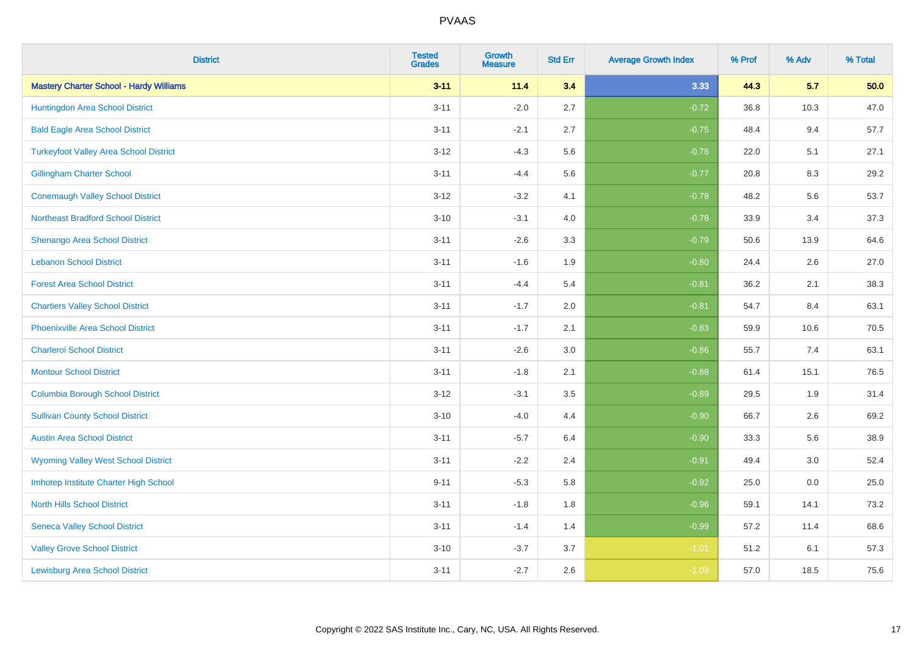| District | Tested Grades | Growth Measure | Std Err | Average Growth Index | % Prof | % Adv | % Total |
|---|---|---|---|---|---|---|---|
| **Mastery Charter School - Hardy Williams** | **3-11** | **11.4** | **3.4** | **3.33** | **44.3** | **5.7** | **50.0** |
| Huntingdon Area School District | 3-11 | -2.0 | 2.7 | -0.72 | 36.8 | 10.3 | 47.0 |
| Bald Eagle Area School District | 3-11 | -2.1 | 2.7 | -0.75 | 48.4 | 9.4 | 57.7 |
| Turkeyfoot Valley Area School District | 3-12 | -4.3 | 5.6 | -0.76 | 22.0 | 5.1 | 27.1 |
| Gillingham Charter School | 3-11 | -4.4 | 5.6 | -0.77 | 20.8 | 8.3 | 29.2 |
| Conemaugh Valley School District | 3-12 | -3.2 | 4.1 | -0.78 | 48.2 | 5.6 | 53.7 |
| Northeast Bradford School District | 3-10 | -3.1 | 4.0 | -0.78 | 33.9 | 3.4 | 37.3 |
| Shenango Area School District | 3-11 | -2.6 | 3.3 | -0.79 | 50.6 | 13.9 | 64.6 |
| Lebanon School District | 3-11 | -1.6 | 1.9 | -0.80 | 24.4 | 2.6 | 27.0 |
| Forest Area School District | 3-11 | -4.4 | 5.4 | -0.81 | 36.2 | 2.1 | 38.3 |
| Chartiers Valley School District | 3-11 | -1.7 | 2.0 | -0.81 | 54.7 | 8.4 | 63.1 |
| Phoenixville Area School District | 3-11 | -1.7 | 2.1 | -0.83 | 59.9 | 10.6 | 70.5 |
| Charleroi School District | 3-11 | -2.6 | 3.0 | -0.86 | 55.7 | 7.4 | 63.1 |
| Montour School District | 3-11 | -1.8 | 2.1 | -0.88 | 61.4 | 15.1 | 76.5 |
| Columbia Borough School District | 3-12 | -3.1 | 3.5 | -0.89 | 29.5 | 1.9 | 31.4 |
| Sullivan County School District | 3-10 | -4.0 | 4.4 | -0.90 | 66.7 | 2.6 | 69.2 |
| Austin Area School District | 3-11 | -5.7 | 6.4 | -0.90 | 33.3 | 5.6 | 38.9 |
| Wyoming Valley West School District | 3-11 | -2.2 | 2.4 | -0.91 | 49.4 | 3.0 | 52.4 |
| Imhotep Institute Charter High School | 9-11 | -5.3 | 5.8 | -0.92 | 25.0 | 0.0 | 25.0 |
| North Hills School District | 3-11 | -1.8 | 1.8 | -0.96 | 59.1 | 14.1 | 73.2 |
| Seneca Valley School District | 3-11 | -1.4 | 1.4 | -0.99 | 57.2 | 11.4 | 68.6 |
| Valley Grove School District | 3-10 | -3.7 | 3.7 | -1.01 | 51.2 | 6.1 | 57.3 |
| Lewisburg Area School District | 3-11 | -2.7 | 2.6 | -1.03 | 57.0 | 18.5 | 75.6 |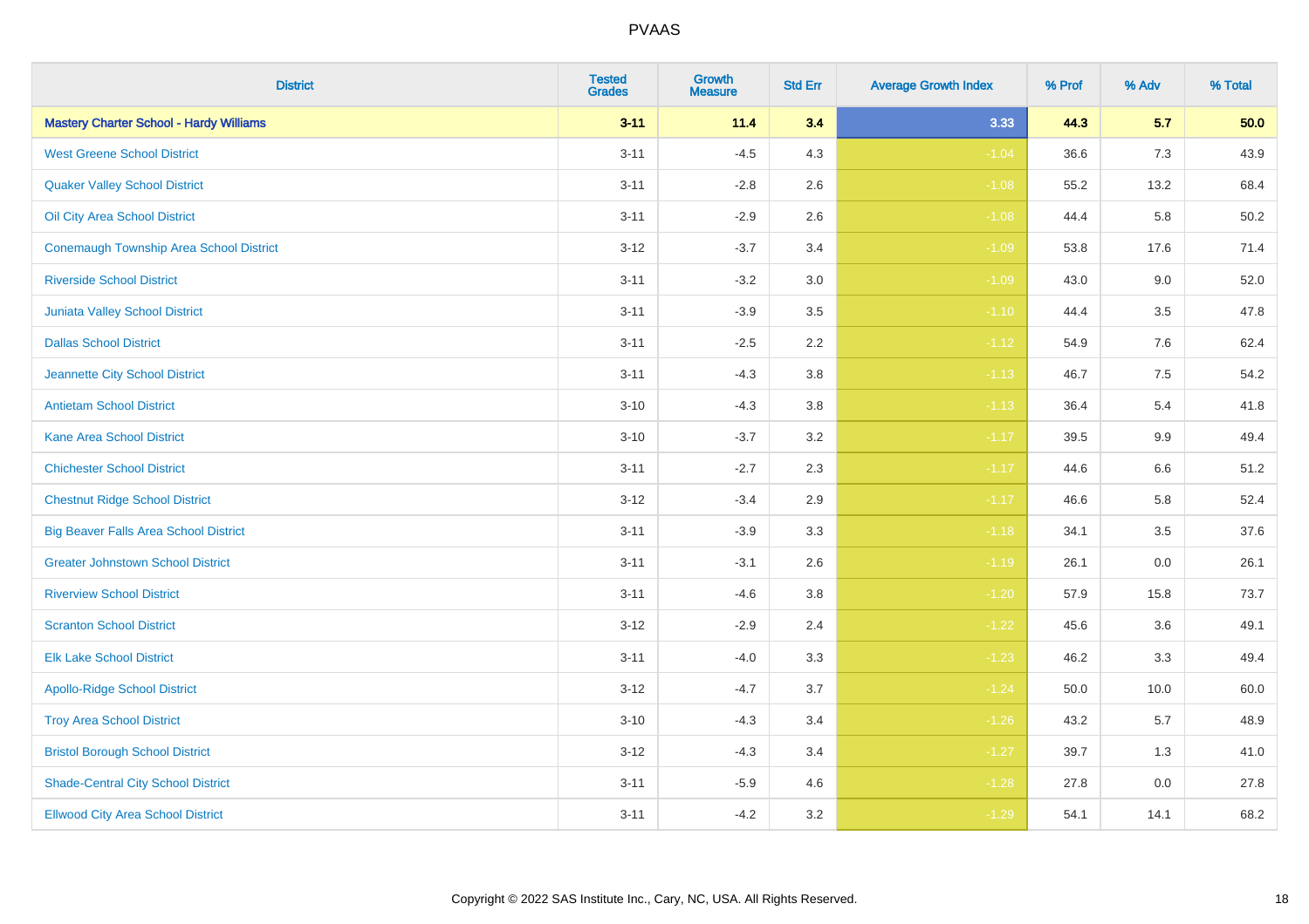| District | Tested Grades | Growth Measure | Std Err | Average Growth Index | % Prof | % Adv | % Total |
|---|---|---|---|---|---|---|---|
| **Mastery Charter School - Hardy Williams** | **3-11** | **11.4** | **3.4** | **3.33** | **44.3** | **5.7** | **50.0** |
| West Greene School District | 3-11 | -4.5 | 4.3 | -1.04 | 36.6 | 7.3 | 43.9 |
| Quaker Valley School District | 3-11 | -2.8 | 2.6 | -1.08 | 55.2 | 13.2 | 68.4 |
| Oil City Area School District | 3-11 | -2.9 | 2.6 | -1.08 | 44.4 | 5.8 | 50.2 |
| Conemaugh Township Area School District | 3-12 | -3.7 | 3.4 | -1.09 | 53.8 | 17.6 | 71.4 |
| Riverside School District | 3-11 | -3.2 | 3.0 | -1.09 | 43.0 | 9.0 | 52.0 |
| Juniata Valley School District | 3-11 | -3.9 | 3.5 | -1.10 | 44.4 | 3.5 | 47.8 |
| Dallas School District | 3-11 | -2.5 | 2.2 | -1.12 | 54.9 | 7.6 | 62.4 |
| Jeannette City School District | 3-11 | -4.3 | 3.8 | -1.13 | 46.7 | 7.5 | 54.2 |
| Antietam School District | 3-10 | -4.3 | 3.8 | -1.13 | 36.4 | 5.4 | 41.8 |
| Kane Area School District | 3-10 | -3.7 | 3.2 | -1.17 | 39.5 | 9.9 | 49.4 |
| Chichester School District | 3-11 | -2.7 | 2.3 | -1.17 | 44.6 | 6.6 | 51.2 |
| Chestnut Ridge School District | 3-12 | -3.4 | 2.9 | -1.17 | 46.6 | 5.8 | 52.4 |
| Big Beaver Falls Area School District | 3-11 | -3.9 | 3.3 | -1.18 | 34.1 | 3.5 | 37.6 |
| Greater Johnstown School District | 3-11 | -3.1 | 2.6 | -1.19 | 26.1 | 0.0 | 26.1 |
| Riverview School District | 3-11 | -4.6 | 3.8 | -1.20 | 57.9 | 15.8 | 73.7 |
| Scranton School District | 3-12 | -2.9 | 2.4 | -1.22 | 45.6 | 3.6 | 49.1 |
| Elk Lake School District | 3-11 | -4.0 | 3.3 | -1.23 | 46.2 | 3.3 | 49.4 |
| Apollo-Ridge School District | 3-12 | -4.7 | 3.7 | -1.24 | 50.0 | 10.0 | 60.0 |
| Troy Area School District | 3-10 | -4.3 | 3.4 | -1.26 | 43.2 | 5.7 | 48.9 |
| Bristol Borough School District | 3-12 | -4.3 | 3.4 | -1.27 | 39.7 | 1.3 | 41.0 |
| Shade-Central City School District | 3-11 | -5.9 | 4.6 | -1.28 | 27.8 | 0.0 | 27.8 |
| Ellwood City Area School District | 3-11 | -4.2 | 3.2 | -1.29 | 54.1 | 14.1 | 68.2 |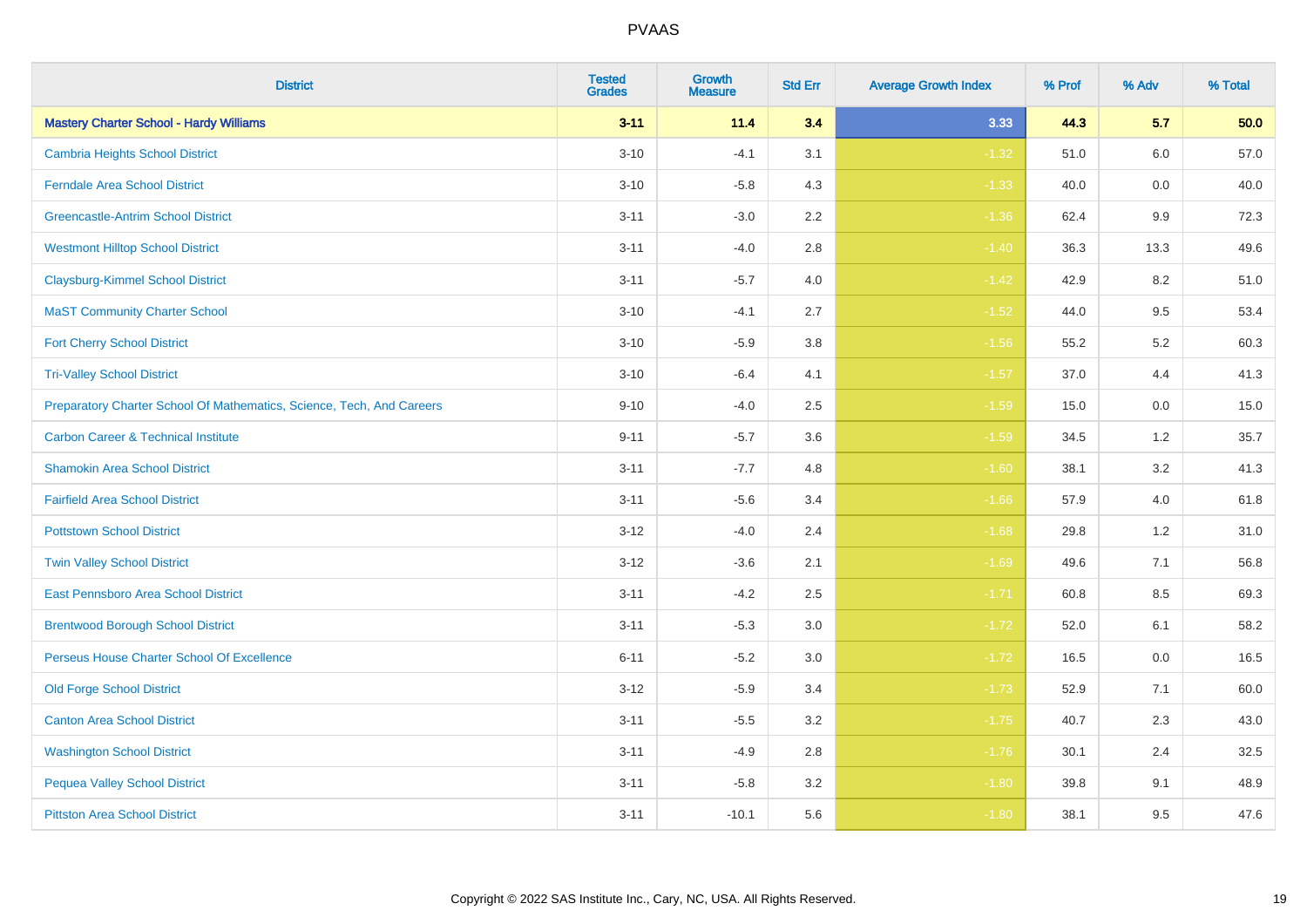| District | Tested Grades | Growth Measure | Std Err | Average Growth Index | % Prof | % Adv | % Total |
|---|---|---|---|---|---|---|---|
| **Mastery Charter School - Hardy Williams** | **3-11** | **11.4** | **3.4** | **3.33** | **44.3** | **5.7** | **50.0** |
| Cambria Heights School District | 3-10 | -4.1 | 3.1 | -1.32 | 51.0 | 6.0 | 57.0 |
| Ferndale Area School District | 3-10 | -5.8 | 4.3 | -1.33 | 40.0 | 0.0 | 40.0 |
| Greencastle-Antrim School District | 3-11 | -3.0 | 2.2 | -1.36 | 62.4 | 9.9 | 72.3 |
| Westmont Hilltop School District | 3-11 | -4.0 | 2.8 | -1.40 | 36.3 | 13.3 | 49.6 |
| Claysburg-Kimmel School District | 3-11 | -5.7 | 4.0 | -1.42 | 42.9 | 8.2 | 51.0 |
| MaST Community Charter School | 3-10 | -4.1 | 2.7 | -1.52 | 44.0 | 9.5 | 53.4 |
| Fort Cherry School District | 3-10 | -5.9 | 3.8 | -1.56 | 55.2 | 5.2 | 60.3 |
| Tri-Valley School District | 3-10 | -6.4 | 4.1 | -1.57 | 37.0 | 4.4 | 41.3 |
| Preparatory Charter School Of Mathematics, Science, Tech, And Careers | 9-10 | -4.0 | 2.5 | -1.59 | 15.0 | 0.0 | 15.0 |
| Carbon Career & Technical Institute | 9-11 | -5.7 | 3.6 | -1.59 | 34.5 | 1.2 | 35.7 |
| Shamokin Area School District | 3-11 | -7.7 | 4.8 | -1.60 | 38.1 | 3.2 | 41.3 |
| Fairfield Area School District | 3-11 | -5.6 | 3.4 | -1.66 | 57.9 | 4.0 | 61.8 |
| Pottstown School District | 3-12 | -4.0 | 2.4 | -1.68 | 29.8 | 1.2 | 31.0 |
| Twin Valley School District | 3-12 | -3.6 | 2.1 | -1.69 | 49.6 | 7.1 | 56.8 |
| East Pennsboro Area School District | 3-11 | -4.2 | 2.5 | -1.71 | 60.8 | 8.5 | 69.3 |
| Brentwood Borough School District | 3-11 | -5.3 | 3.0 | -1.72 | 52.0 | 6.1 | 58.2 |
| Perseus House Charter School Of Excellence | 6-11 | -5.2 | 3.0 | -1.72 | 16.5 | 0.0 | 16.5 |
| Old Forge School District | 3-12 | -5.9 | 3.4 | -1.73 | 52.9 | 7.1 | 60.0 |
| Canton Area School District | 3-11 | -5.5 | 3.2 | -1.75 | 40.7 | 2.3 | 43.0 |
| Washington School District | 3-11 | -4.9 | 2.8 | -1.76 | 30.1 | 2.4 | 32.5 |
| Pequea Valley School District | 3-11 | -5.8 | 3.2 | -1.80 | 39.8 | 9.1 | 48.9 |
| Pittston Area School District | 3-11 | -10.1 | 5.6 | -1.80 | 38.1 | 9.5 | 47.6 |

Copyright © 2022 SAS Institute Inc., Cary, NC, USA. All Rights Reserved.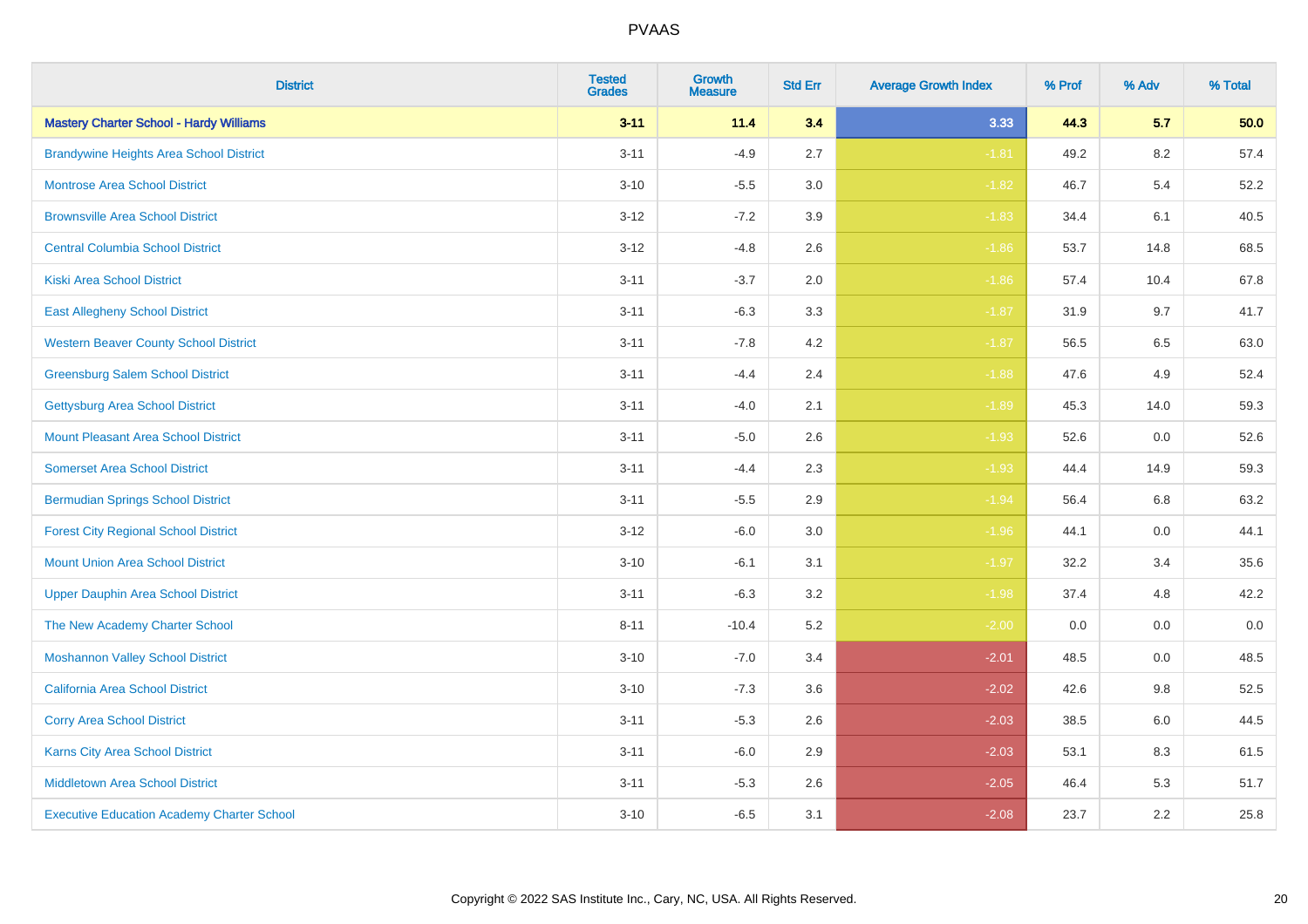| District | Tested Grades | Growth Measure | Std Err | Average Growth Index | % Prof | % Adv | % Total |
|---|---|---|---|---|---|---|---|
| **Mastery Charter School - Hardy Williams** | **3-11** | **11.4** | **3.4** | **3.33** | **44.3** | **5.7** | **50.0** |
| Brandywine Heights Area School District | 3-11 | -4.9 | 2.7 | -1.81 | 49.2 | 8.2 | 57.4 |
| Montrose Area School District | 3-10 | -5.5 | 3.0 | -1.82 | 46.7 | 5.4 | 52.2 |
| Brownsville Area School District | 3-12 | -7.2 | 3.9 | -1.83 | 34.4 | 6.1 | 40.5 |
| Central Columbia School District | 3-12 | -4.8 | 2.6 | -1.86 | 53.7 | 14.8 | 68.5 |
| Kiski Area School District | 3-11 | -3.7 | 2.0 | -1.86 | 57.4 | 10.4 | 67.8 |
| East Allegheny School District | 3-11 | -6.3 | 3.3 | -1.87 | 31.9 | 9.7 | 41.7 |
| Western Beaver County School District | 3-11 | -7.8 | 4.2 | -1.87 | 56.5 | 6.5 | 63.0 |
| Greensburg Salem School District | 3-11 | -4.4 | 2.4 | -1.88 | 47.6 | 4.9 | 52.4 |
| Gettysburg Area School District | 3-11 | -4.0 | 2.1 | -1.89 | 45.3 | 14.0 | 59.3 |
| Mount Pleasant Area School District | 3-11 | -5.0 | 2.6 | -1.93 | 52.6 | 0.0 | 52.6 |
| Somerset Area School District | 3-11 | -4.4 | 2.3 | -1.93 | 44.4 | 14.9 | 59.3 |
| Bermudian Springs School District | 3-11 | -5.5 | 2.9 | -1.94 | 56.4 | 6.8 | 63.2 |
| Forest City Regional School District | 3-12 | -6.0 | 3.0 | -1.96 | 44.1 | 0.0 | 44.1 |
| Mount Union Area School District | 3-10 | -6.1 | 3.1 | -1.97 | 32.2 | 3.4 | 35.6 |
| Upper Dauphin Area School District | 3-11 | -6.3 | 3.2 | -1.98 | 37.4 | 4.8 | 42.2 |
| The New Academy Charter School | 8-11 | -10.4 | 5.2 | -2.00 | 0.0 | 0.0 | 0.0 |
| Moshannon Valley School District | 3-10 | -7.0 | 3.4 | -2.01 | 48.5 | 0.0 | 48.5 |
| California Area School District | 3-10 | -7.3 | 3.6 | -2.02 | 42.6 | 9.8 | 52.5 |
| Corry Area School District | 3-11 | -5.3 | 2.6 | -2.03 | 38.5 | 6.0 | 44.5 |
| Karns City Area School District | 3-11 | -6.0 | 2.9 | -2.03 | 53.1 | 8.3 | 61.5 |
| Middletown Area School District | 3-11 | -5.3 | 2.6 | -2.05 | 46.4 | 5.3 | 51.7 |
| Executive Education Academy Charter School | 3-10 | -6.5 | 3.1 | -2.08 | 23.7 | 2.2 | 25.8 |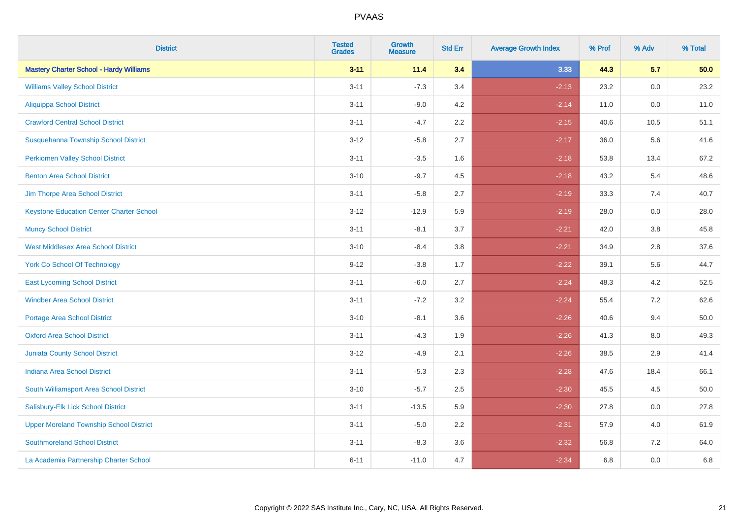| District | Tested Grades | Growth Measure | Std Err | Average Growth Index | % Prof | % Adv | % Total |
|---|---|---|---|---|---|---|---|
| **Mastery Charter School - Hardy Williams** | **3-11** | **11.4** | **3.4** | **3.33** | **44.3** | **5.7** | **50.0** |
| Williams Valley School District | 3-11 | -7.3 | 3.4 | -2.13 | 23.2 | 0.0 | 23.2 |
| Aliquippa School District | 3-11 | -9.0 | 4.2 | -2.14 | 11.0 | 0.0 | 11.0 |
| Crawford Central School District | 3-11 | -4.7 | 2.2 | -2.15 | 40.6 | 10.5 | 51.1 |
| Susquehanna Township School District | 3-12 | -5.8 | 2.7 | -2.17 | 36.0 | 5.6 | 41.6 |
| Perkiomen Valley School District | 3-11 | -3.5 | 1.6 | -2.18 | 53.8 | 13.4 | 67.2 |
| Benton Area School District | 3-10 | -9.7 | 4.5 | -2.18 | 43.2 | 5.4 | 48.6 |
| Jim Thorpe Area School District | 3-11 | -5.8 | 2.7 | -2.19 | 33.3 | 7.4 | 40.7 |
| Keystone Education Center Charter School | 3-12 | -12.9 | 5.9 | -2.19 | 28.0 | 0.0 | 28.0 |
| Muncy School District | 3-11 | -8.1 | 3.7 | -2.21 | 42.0 | 3.8 | 45.8 |
| West Middlesex Area School District | 3-10 | -8.4 | 3.8 | -2.21 | 34.9 | 2.8 | 37.6 |
| York Co School Of Technology | 9-12 | -3.8 | 1.7 | -2.22 | 39.1 | 5.6 | 44.7 |
| East Lycoming School District | 3-11 | -6.0 | 2.7 | -2.24 | 48.3 | 4.2 | 52.5 |
| Windber Area School District | 3-11 | -7.2 | 3.2 | -2.24 | 55.4 | 7.2 | 62.6 |
| Portage Area School District | 3-10 | -8.1 | 3.6 | -2.26 | 40.6 | 9.4 | 50.0 |
| Oxford Area School District | 3-11 | -4.3 | 1.9 | -2.26 | 41.3 | 8.0 | 49.3 |
| Juniata County School District | 3-12 | -4.9 | 2.1 | -2.26 | 38.5 | 2.9 | 41.4 |
| Indiana Area School District | 3-11 | -5.3 | 2.3 | -2.28 | 47.6 | 18.4 | 66.1 |
| South Williamsport Area School District | 3-10 | -5.7 | 2.5 | -2.30 | 45.5 | 4.5 | 50.0 |
| Salisbury-Elk Lick School District | 3-11 | -13.5 | 5.9 | -2.30 | 27.8 | 0.0 | 27.8 |
| Upper Moreland Township School District | 3-11 | -5.0 | 2.2 | -2.31 | 57.9 | 4.0 | 61.9 |
| Southmoreland School District | 3-11 | -8.3 | 3.6 | -2.32 | 56.8 | 7.2 | 64.0 |
| La Academia Partnership Charter School | 6-11 | -11.0 | 4.7 | -2.34 | 6.8 | 0.0 | 6.8 |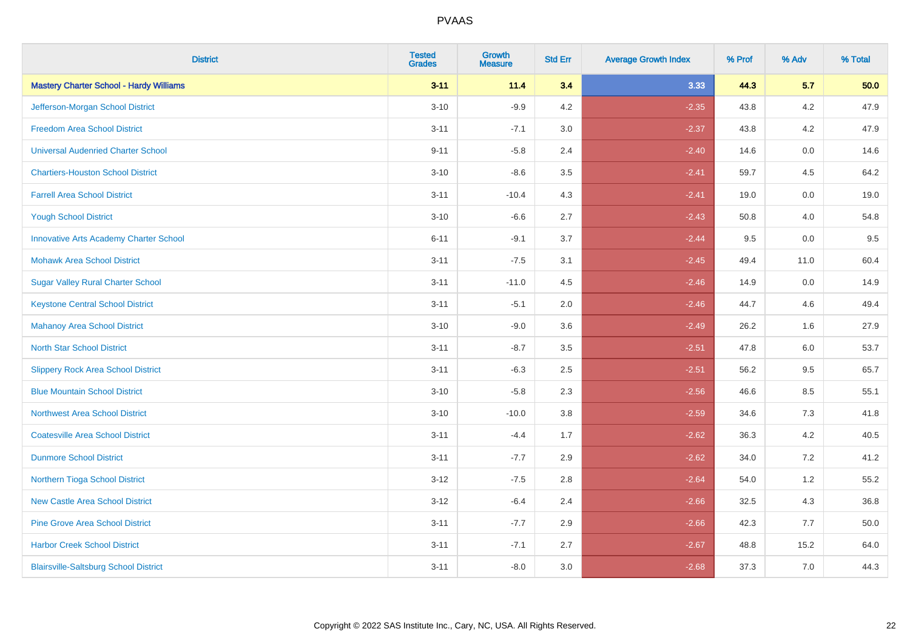# PVAAS

| District | Tested Grades | Growth Measure | Std Err | Average Growth Index | % Prof | % Adv | % Total |
|---|---|---|---|---|---|---|---|
| **Mastery Charter School - Hardy Williams** | **3-11** | **11.4** | **3.4** | **3.33** | **44.3** | **5.7** | **50.0** |
| Jefferson-Morgan School District | 3-10 | -9.9 | 4.2 | -2.35 | 43.8 | 4.2 | 47.9 |
| Freedom Area School District | 3-11 | -7.1 | 3.0 | -2.37 | 43.8 | 4.2 | 47.9 |
| Universal Audenried Charter School | 9-11 | -5.8 | 2.4 | -2.40 | 14.6 | 0.0 | 14.6 |
| Chartiers-Houston School District | 3-10 | -8.6 | 3.5 | -2.41 | 59.7 | 4.5 | 64.2 |
| Farrell Area School District | 3-11 | -10.4 | 4.3 | -2.41 | 19.0 | 0.0 | 19.0 |
| Yough School District | 3-10 | -6.6 | 2.7 | -2.43 | 50.8 | 4.0 | 54.8 |
| Innovative Arts Academy Charter School | 6-11 | -9.1 | 3.7 | -2.44 | 9.5 | 0.0 | 9.5 |
| Mohawk Area School District | 3-11 | -7.5 | 3.1 | -2.45 | 49.4 | 11.0 | 60.4 |
| Sugar Valley Rural Charter School | 3-11 | -11.0 | 4.5 | -2.46 | 14.9 | 0.0 | 14.9 |
| Keystone Central School District | 3-11 | -5.1 | 2.0 | -2.46 | 44.7 | 4.6 | 49.4 |
| Mahanoy Area School District | 3-10 | -9.0 | 3.6 | -2.49 | 26.2 | 1.6 | 27.9 |
| North Star School District | 3-11 | -8.7 | 3.5 | -2.51 | 47.8 | 6.0 | 53.7 |
| Slippery Rock Area School District | 3-11 | -6.3 | 2.5 | -2.51 | 56.2 | 9.5 | 65.7 |
| Blue Mountain School District | 3-10 | -5.8 | 2.3 | -2.56 | 46.6 | 8.5 | 55.1 |
| Northwest Area School District | 3-10 | -10.0 | 3.8 | -2.59 | 34.6 | 7.3 | 41.8 |
| Coatesville Area School District | 3-11 | -4.4 | 1.7 | -2.62 | 36.3 | 4.2 | 40.5 |
| Dunmore School District | 3-11 | -7.7 | 2.9 | -2.62 | 34.0 | 7.2 | 41.2 |
| Northern Tioga School District | 3-12 | -7.5 | 2.8 | -2.64 | 54.0 | 1.2 | 55.2 |
| New Castle Area School District | 3-12 | -6.4 | 2.4 | -2.66 | 32.5 | 4.3 | 36.8 |
| Pine Grove Area School District | 3-11 | -7.7 | 2.9 | -2.66 | 42.3 | 7.7 | 50.0 |
| Harbor Creek School District | 3-11 | -7.1 | 2.7 | -2.67 | 48.8 | 15.2 | 64.0 |
| Blairsville-Saltsburg School District | 3-11 | -8.0 | 3.0 | -2.68 | 37.3 | 7.0 | 44.3 |

Copyright © 2022 SAS Institute Inc., Cary, NC, USA. All Rights Reserved.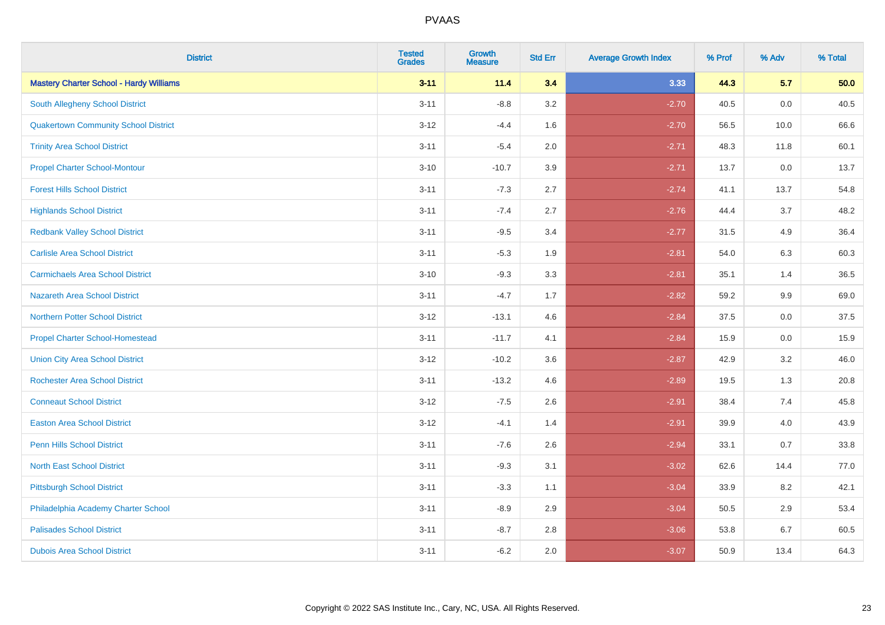PVAAS

| District | Tested Grades | Growth Measure | Std Err | Average Growth Index | % Prof | % Adv | % Total |
|---|---|---|---|---|---|---|---|
| **Mastery Charter School - Hardy Williams** | **3-11** | **11.4** | **3.4** | **3.33** | **44.3** | **5.7** | **50.0** |
| South Allegheny School District | 3-11 | -8.8 | 3.2 | -2.70 | 40.5 | 0.0 | 40.5 |
| Quakertown Community School District | 3-12 | -4.4 | 1.6 | -2.70 | 56.5 | 10.0 | 66.6 |
| Trinity Area School District | 3-11 | -5.4 | 2.0 | -2.71 | 48.3 | 11.8 | 60.1 |
| Propel Charter School-Montour | 3-10 | -10.7 | 3.9 | -2.71 | 13.7 | 0.0 | 13.7 |
| Forest Hills School District | 3-11 | -7.3 | 2.7 | -2.74 | 41.1 | 13.7 | 54.8 |
| Highlands School District | 3-11 | -7.4 | 2.7 | -2.76 | 44.4 | 3.7 | 48.2 |
| Redbank Valley School District | 3-11 | -9.5 | 3.4 | -2.77 | 31.5 | 4.9 | 36.4 |
| Carlisle Area School District | 3-11 | -5.3 | 1.9 | -2.81 | 54.0 | 6.3 | 60.3 |
| Carmichaels Area School District | 3-10 | -9.3 | 3.3 | -2.81 | 35.1 | 1.4 | 36.5 |
| Nazareth Area School District | 3-11 | -4.7 | 1.7 | -2.82 | 59.2 | 9.9 | 69.0 |
| Northern Potter School District | 3-12 | -13.1 | 4.6 | -2.84 | 37.5 | 0.0 | 37.5 |
| Propel Charter School-Homestead | 3-11 | -11.7 | 4.1 | -2.84 | 15.9 | 0.0 | 15.9 |
| Union City Area School District | 3-12 | -10.2 | 3.6 | -2.87 | 42.9 | 3.2 | 46.0 |
| Rochester Area School District | 3-11 | -13.2 | 4.6 | -2.89 | 19.5 | 1.3 | 20.8 |
| Conneaut School District | 3-12 | -7.5 | 2.6 | -2.91 | 38.4 | 7.4 | 45.8 |
| Easton Area School District | 3-12 | -4.1 | 1.4 | -2.91 | 39.9 | 4.0 | 43.9 |
| Penn Hills School District | 3-11 | -7.6 | 2.6 | -2.94 | 33.1 | 0.7 | 33.8 |
| North East School District | 3-11 | -9.3 | 3.1 | -3.02 | 62.6 | 14.4 | 77.0 |
| Pittsburgh School District | 3-11 | -3.3 | 1.1 | -3.04 | 33.9 | 8.2 | 42.1 |
| Philadelphia Academy Charter School | 3-11 | -8.9 | 2.9 | -3.04 | 50.5 | 2.9 | 53.4 |
| Palisades School District | 3-11 | -8.7 | 2.8 | -3.06 | 53.8 | 6.7 | 60.5 |
| Dubois Area School District | 3-11 | -6.2 | 2.0 | -3.07 | 50.9 | 13.4 | 64.3 |

Copyright © 2022 SAS Institute Inc., Cary, NC, USA. All Rights Reserved.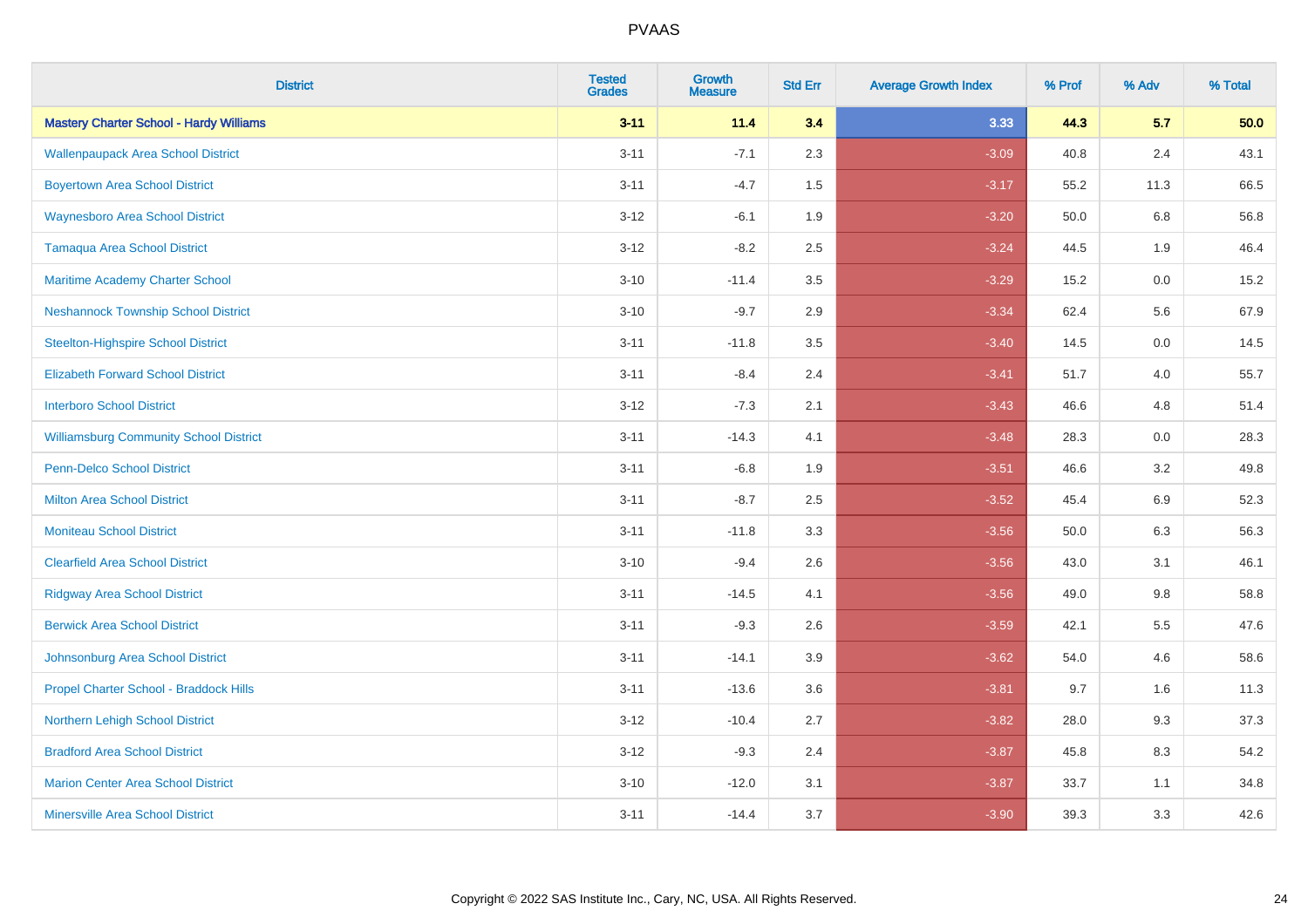# PVAAS

| District | Tested Grades | Growth Measure | Std Err | Average Growth Index | % Prof | % Adv | % Total |
|---|---|---|---|---|---|---|---|
| **Mastery Charter School - Hardy Williams** | **3-11** | **11.4** | **3.4** | **3.33** | **44.3** | **5.7** | **50.0** |
| Wallenpaupack Area School District | 3-11 | -7.1 | 2.3 | -3.09 | 40.8 | 2.4 | 43.1 |
| Boyertown Area School District | 3-11 | -4.7 | 1.5 | -3.17 | 55.2 | 11.3 | 66.5 |
| Waynesboro Area School District | 3-12 | -6.1 | 1.9 | -3.20 | 50.0 | 6.8 | 56.8 |
| Tamaqua Area School District | 3-12 | -8.2 | 2.5 | -3.24 | 44.5 | 1.9 | 46.4 |
| Maritime Academy Charter School | 3-10 | -11.4 | 3.5 | -3.29 | 15.2 | 0.0 | 15.2 |
| Neshannock Township School District | 3-10 | -9.7 | 2.9 | -3.34 | 62.4 | 5.6 | 67.9 |
| Steelton-Highspire School District | 3-11 | -11.8 | 3.5 | -3.40 | 14.5 | 0.0 | 14.5 |
| Elizabeth Forward School District | 3-11 | -8.4 | 2.4 | -3.41 | 51.7 | 4.0 | 55.7 |
| Interboro School District | 3-12 | -7.3 | 2.1 | -3.43 | 46.6 | 4.8 | 51.4 |
| Williamsburg Community School District | 3-11 | -14.3 | 4.1 | -3.48 | 28.3 | 0.0 | 28.3 |
| Penn-Delco School District | 3-11 | -6.8 | 1.9 | -3.51 | 46.6 | 3.2 | 49.8 |
| Milton Area School District | 3-11 | -8.7 | 2.5 | -3.52 | 45.4 | 6.9 | 52.3 |
| Moniteau School District | 3-11 | -11.8 | 3.3 | -3.56 | 50.0 | 6.3 | 56.3 |
| Clearfield Area School District | 3-10 | -9.4 | 2.6 | -3.56 | 43.0 | 3.1 | 46.1 |
| Ridgway Area School District | 3-11 | -14.5 | 4.1 | -3.56 | 49.0 | 9.8 | 58.8 |
| Berwick Area School District | 3-11 | -9.3 | 2.6 | -3.59 | 42.1 | 5.5 | 47.6 |
| Johnsonburg Area School District | 3-11 | -14.1 | 3.9 | -3.62 | 54.0 | 4.6 | 58.6 |
| Propel Charter School - Braddock Hills | 3-11 | -13.6 | 3.6 | -3.81 | 9.7 | 1.6 | 11.3 |
| Northern Lehigh School District | 3-12 | -10.4 | 2.7 | -3.82 | 28.0 | 9.3 | 37.3 |
| Bradford Area School District | 3-12 | -9.3 | 2.4 | -3.87 | 45.8 | 8.3 | 54.2 |
| Marion Center Area School District | 3-10 | -12.0 | 3.1 | -3.87 | 33.7 | 1.1 | 34.8 |
| Minersville Area School District | 3-11 | -14.4 | 3.7 | -3.90 | 39.3 | 3.3 | 42.6 |

Copyright © 2022 SAS Institute Inc., Cary, NC, USA. All Rights Reserved.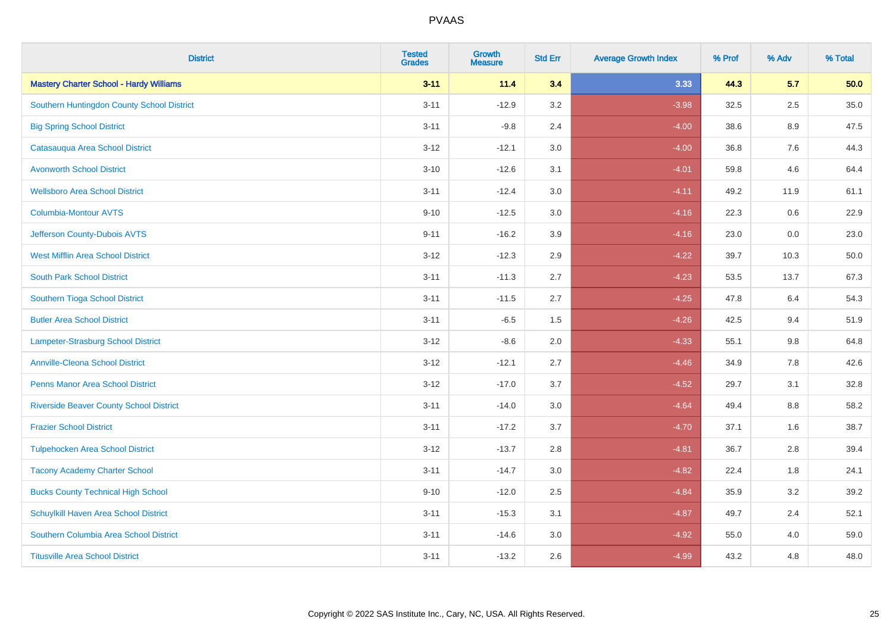PVAAS

| District | Tested Grades | Growth Measure | Std Err | Average Growth Index | % Prof | % Adv | % Total |
|---|---|---|---|---|---|---|---|
| **Mastery Charter School - Hardy Williams** | **3-11** | **11.4** | **3.4** | **3.33** | **44.3** | **5.7** | **50.0** |
| Southern Huntingdon County School District | 3-11 | -12.9 | 3.2 | -3.98 | 32.5 | 2.5 | 35.0 |
| Big Spring School District | 3-11 | -9.8 | 2.4 | -4.00 | 38.6 | 8.9 | 47.5 |
| Catasauqua Area School District | 3-12 | -12.1 | 3.0 | -4.00 | 36.8 | 7.6 | 44.3 |
| Avonworth School District | 3-10 | -12.6 | 3.1 | -4.01 | 59.8 | 4.6 | 64.4 |
| Wellsboro Area School District | 3-11 | -12.4 | 3.0 | -4.11 | 49.2 | 11.9 | 61.1 |
| Columbia-Montour AVTS | 9-10 | -12.5 | 3.0 | -4.16 | 22.3 | 0.6 | 22.9 |
| Jefferson County-Dubois AVTS | 9-11 | -16.2 | 3.9 | -4.16 | 23.0 | 0.0 | 23.0 |
| West Mifflin Area School District | 3-12 | -12.3 | 2.9 | -4.22 | 39.7 | 10.3 | 50.0 |
| South Park School District | 3-11 | -11.3 | 2.7 | -4.23 | 53.5 | 13.7 | 67.3 |
| Southern Tioga School District | 3-11 | -11.5 | 2.7 | -4.25 | 47.8 | 6.4 | 54.3 |
| Butler Area School District | 3-11 | -6.5 | 1.5 | -4.26 | 42.5 | 9.4 | 51.9 |
| Lampeter-Strasburg School District | 3-12 | -8.6 | 2.0 | -4.33 | 55.1 | 9.8 | 64.8 |
| Annville-Cleona School District | 3-12 | -12.1 | 2.7 | -4.46 | 34.9 | 7.8 | 42.6 |
| Penns Manor Area School District | 3-12 | -17.0 | 3.7 | -4.52 | 29.7 | 3.1 | 32.8 |
| Riverside Beaver County School District | 3-11 | -14.0 | 3.0 | -4.64 | 49.4 | 8.8 | 58.2 |
| Frazier School District | 3-11 | -17.2 | 3.7 | -4.70 | 37.1 | 1.6 | 38.7 |
| Tulpehocken Area School District | 3-12 | -13.7 | 2.8 | -4.81 | 36.7 | 2.8 | 39.4 |
| Tacony Academy Charter School | 3-11 | -14.7 | 3.0 | -4.82 | 22.4 | 1.8 | 24.1 |
| Bucks County Technical High School | 9-10 | -12.0 | 2.5 | -4.84 | 35.9 | 3.2 | 39.2 |
| Schuylkill Haven Area School District | 3-11 | -15.3 | 3.1 | -4.87 | 49.7 | 2.4 | 52.1 |
| Southern Columbia Area School District | 3-11 | -14.6 | 3.0 | -4.92 | 55.0 | 4.0 | 59.0 |
| Titusville Area School District | 3-11 | -13.2 | 2.6 | -4.99 | 43.2 | 4.8 | 48.0 |

Copyright © 2022 SAS Institute Inc., Cary, NC, USA. All Rights Reserved.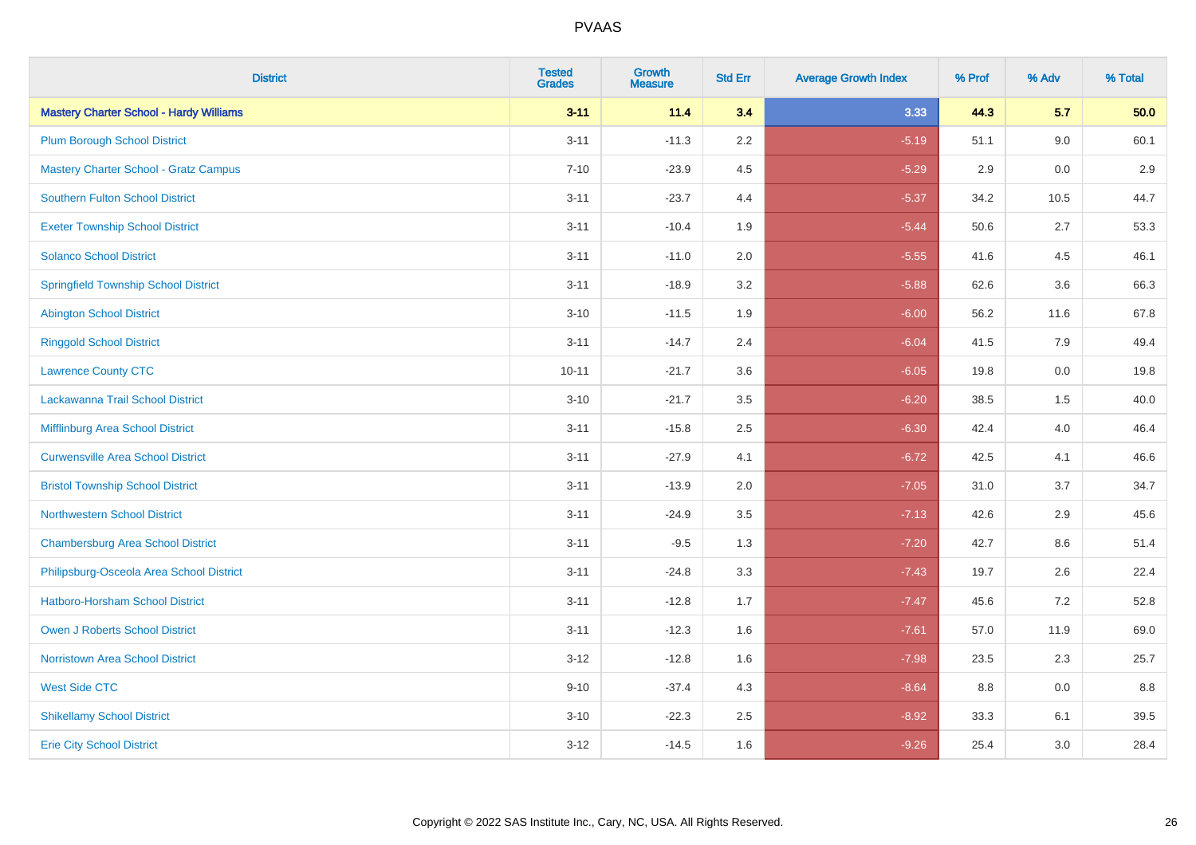| District | Tested Grades | Growth Measure | Std Err | Average Growth Index | % Prof | % Adv | % Total |
|---|---|---|---|---|---|---|---|
| **Mastery Charter School - Hardy Williams** | **3-11** | **11.4** | **3.4** | **3.33** | **44.3** | **5.7** | **50.0** |
| Plum Borough School District | 3-11 | -11.3 | 2.2 | -5.19 | 51.1 | 9.0 | 60.1 |
| Mastery Charter School - Gratz Campus | 7-10 | -23.9 | 4.5 | -5.29 | 2.9 | 0.0 | 2.9 |
| Southern Fulton School District | 3-11 | -23.7 | 4.4 | -5.37 | 34.2 | 10.5 | 44.7 |
| Exeter Township School District | 3-11 | -10.4 | 1.9 | -5.44 | 50.6 | 2.7 | 53.3 |
| Solanco School District | 3-11 | -11.0 | 2.0 | -5.55 | 41.6 | 4.5 | 46.1 |
| Springfield Township School District | 3-11 | -18.9 | 3.2 | -5.88 | 62.6 | 3.6 | 66.3 |
| Abington School District | 3-10 | -11.5 | 1.9 | -6.00 | 56.2 | 11.6 | 67.8 |
| Ringgold School District | 3-11 | -14.7 | 2.4 | -6.04 | 41.5 | 7.9 | 49.4 |
| Lawrence County CTC | 10-11 | -21.7 | 3.6 | -6.05 | 19.8 | 0.0 | 19.8 |
| Lackawanna Trail School District | 3-10 | -21.7 | 3.5 | -6.20 | 38.5 | 1.5 | 40.0 |
| Mifflinburg Area School District | 3-11 | -15.8 | 2.5 | -6.30 | 42.4 | 4.0 | 46.4 |
| Curwensville Area School District | 3-11 | -27.9 | 4.1 | -6.72 | 42.5 | 4.1 | 46.6 |
| Bristol Township School District | 3-11 | -13.9 | 2.0 | -7.05 | 31.0 | 3.7 | 34.7 |
| Northwestern School District | 3-11 | -24.9 | 3.5 | -7.13 | 42.6 | 2.9 | 45.6 |
| Chambersburg Area School District | 3-11 | -9.5 | 1.3 | -7.20 | 42.7 | 8.6 | 51.4 |
| Philipsburg-Osceola Area School District | 3-11 | -24.8 | 3.3 | -7.43 | 19.7 | 2.6 | 22.4 |
| Hatboro-Horsham School District | 3-11 | -12.8 | 1.7 | -7.47 | 45.6 | 7.2 | 52.8 |
| Owen J Roberts School District | 3-11 | -12.3 | 1.6 | -7.61 | 57.0 | 11.9 | 69.0 |
| Norristown Area School District | 3-12 | -12.8 | 1.6 | -7.98 | 23.5 | 2.3 | 25.7 |
| West Side CTC | 9-10 | -37.4 | 4.3 | -8.64 | 8.8 | 0.0 | 8.8 |
| Shikellamy School District | 3-10 | -22.3 | 2.5 | -8.92 | 33.3 | 6.1 | 39.5 |
| Erie City School District | 3-12 | -14.5 | 1.6 | -9.26 | 25.4 | 3.0 | 28.4 |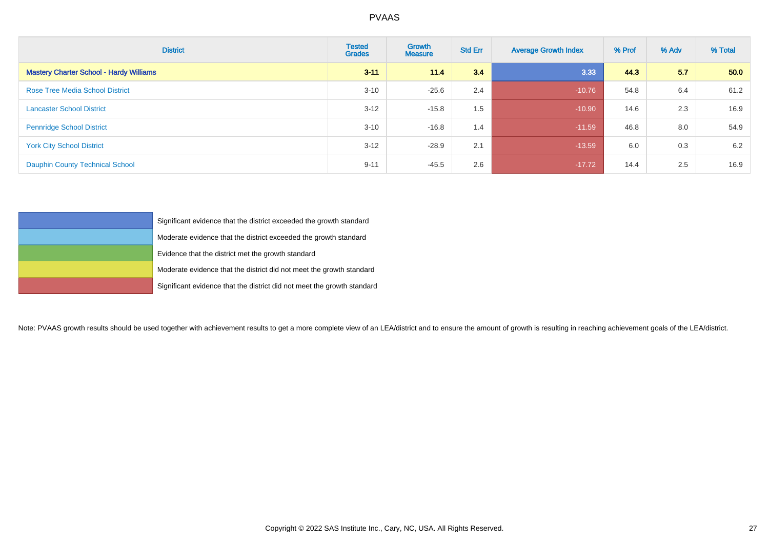# PVAAS

| District | Tested Grades | Growth Measure | Std Err | Average Growth Index | % Prof | % Adv | % Total |
|---|---|---|---|---|---|---|---|
| **Mastery Charter School - Hardy Williams** | **3-11** | **11.4** | **3.4** | **3.33** | **44.3** | **5.7** | **50.0** |
| Rose Tree Media School District | 3-10 | -25.6 | 2.4 | -10.76 | 54.8 | 6.4 | 61.2 |
| Lancaster School District | 3-12 | -15.8 | 1.5 | -10.90 | 14.6 | 2.3 | 16.9 |
| Pennridge School District | 3-10 | -16.8 | 1.4 | -11.59 | 46.8 | 8.0 | 54.9 |
| York City School District | 3-12 | -28.9 | 2.1 | -13.59 | 6.0 | 0.3 | 6.2 |
| Dauphin County Technical School | 9-11 | -45.5 | 2.6 | -17.72 | 14.4 | 2.5 | 16.9 |

Significant evidence that the district exceeded the growth standard

Moderate evidence that the district exceeded the growth standard

Evidence that the district met the growth standard

Moderate evidence that the district did not meet the growth standard

Significant evidence that the district did not meet the growth standard

Note: PVAAS growth results should be used together with achievement results to get a more complete view of an LEA/district and to ensure the amount of growth is resulting in reaching achievement goals of the LEA/district.

Copyright © 2022 SAS Institute Inc., Cary, NC, USA. All Rights Reserved.